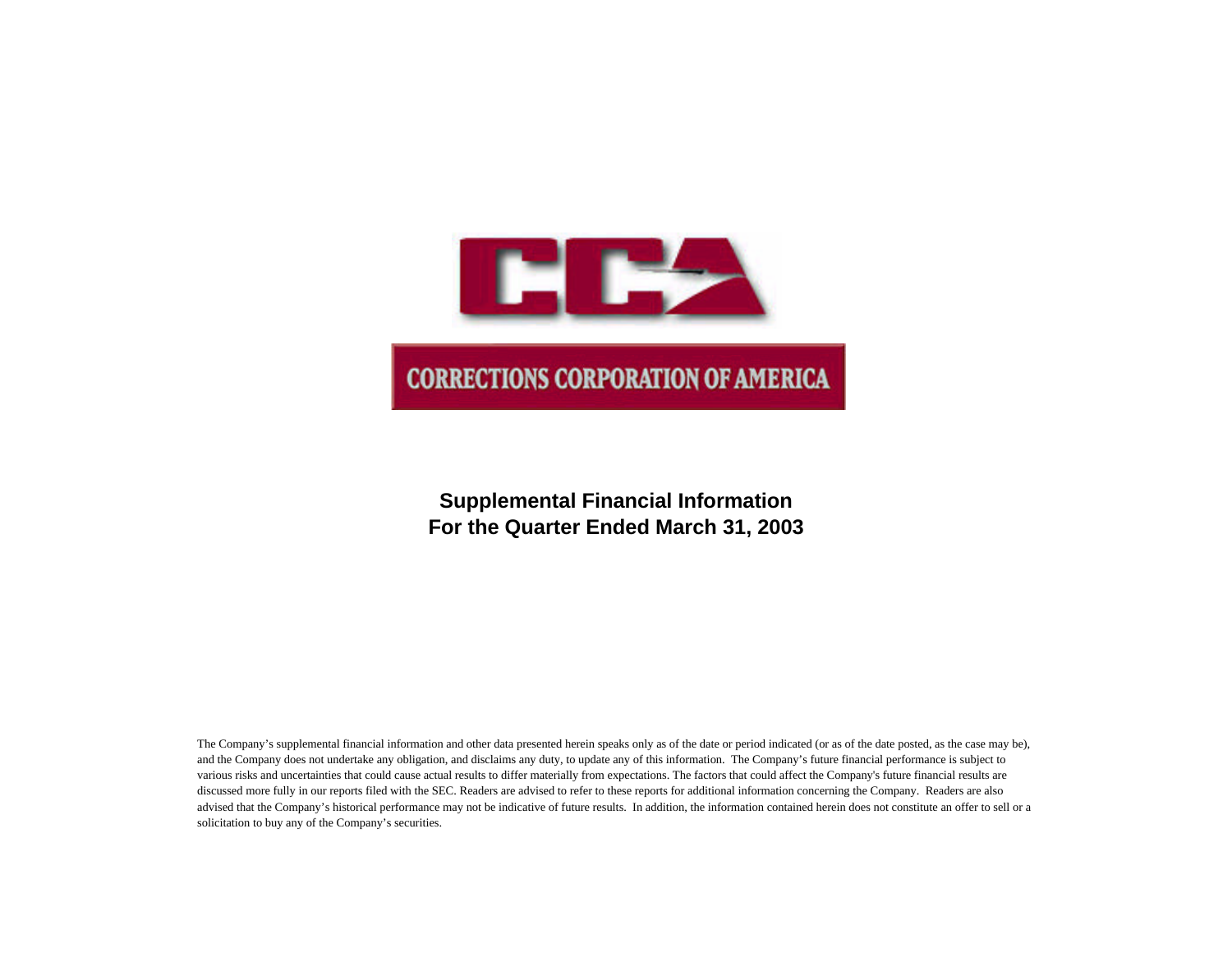CCA

CORRECTIONS CORPORATION OF AMERICA

**Supplemental Financial Information**
**For the Quarter Ended March 31, 2003**

The Company's supplemental financial information and other data presented herein speaks only as of the date or period indicated (or as of the date posted, as the case may be), and the Company does not undertake any obligation, and disclaims any duty, to update any of this information. The Company's future financial performance is subject to various risks and uncertainties that could cause actual results to differ materially from expectations. The factors that could affect the Company's future financial results are discussed more fully in our reports filed with the SEC. Readers are advised to refer to these reports for additional information concerning the Company. Readers are also advised that the Company's historical performance may not be indicative of future results. In addition, the information contained herein does not constitute an offer to sell or a solicitation to buy any of the Company's securities.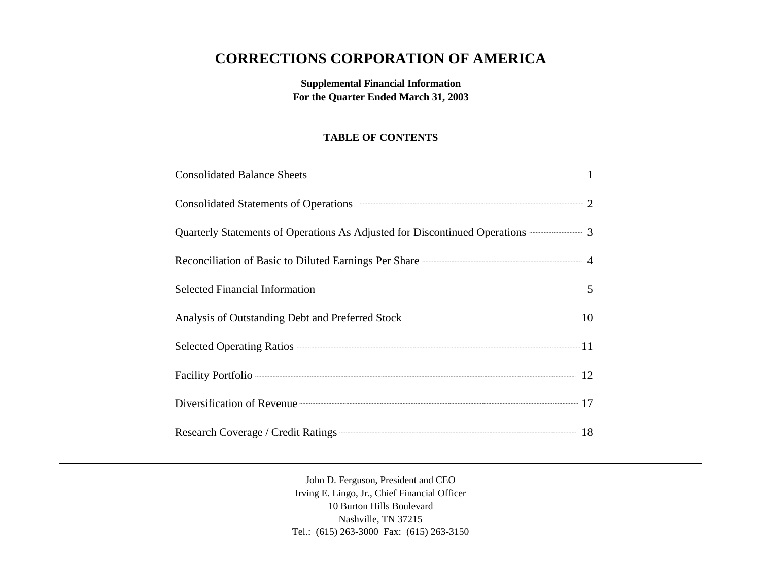# CORRECTIONS CORPORATION OF AMERICA

**Supplemental Financial Information**
**For the Quarter Ended March 31, 2003**

## TABLE OF CONTENTS

| Section | Page |
|---|---|
| Consolidated Balance Sheets | 1 |
| Consolidated Statements of Operations | 2 |
| Quarterly Statements of Operations As Adjusted for Discontinued Operations | 3 |
| Reconciliation of Basic to Diluted Earnings Per Share | 4 |
| Selected Financial Information | 5 |
| Analysis of Outstanding Debt and Preferred Stock | 10 |
| Selected Operating Ratios | 11 |
| Facility Portfolio | 12 |
| Diversification of Revenue | 17 |
| Research Coverage / Credit Ratings | 18 |

---

John D. Ferguson, President and CEO
Irving E. Lingo, Jr., Chief Financial Officer
10 Burton Hills Boulevard
Nashville, TN 37215
Tel.: (615) 263-3000 Fax: (615) 263-3150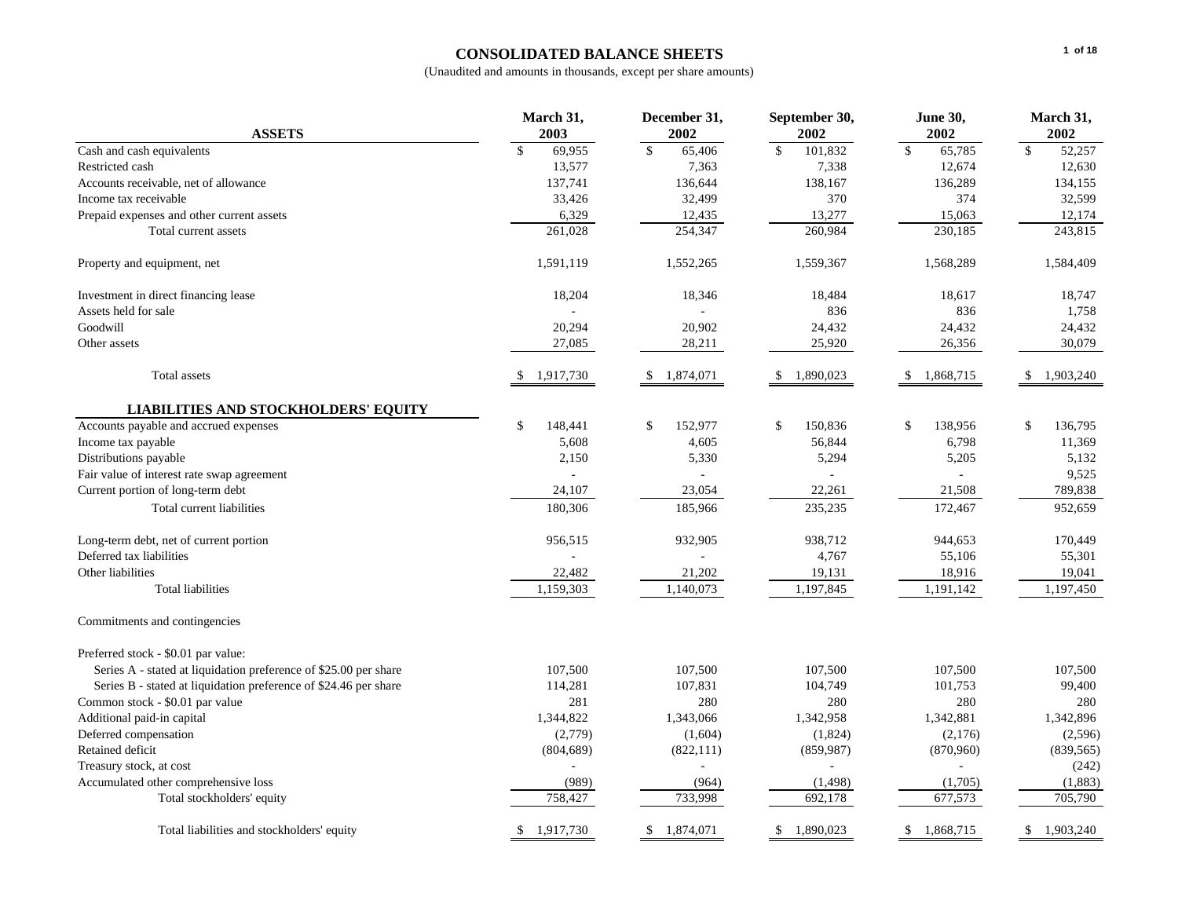# CONSOLIDATED BALANCE SHEETS

(Unaudited and amounts in thousands, except per share amounts)

| ASSETS | March 31, 2003 | December 31, 2002 | September 30, 2002 | June 30, 2002 | March 31, 2002 |
|---|---|---|---|---|---|
| Cash and cash equivalents | $ 69,955 | $ 65,406 | $ 101,832 | $ 65,785 | $ 52,257 |
| Restricted cash | 13,577 | 7,363 | 7,338 | 12,674 | 12,630 |
| Accounts receivable, net of allowance | 137,741 | 136,644 | 138,167 | 136,289 | 134,155 |
| Income tax receivable | 33,426 | 32,499 | 370 | 374 | 32,599 |
| Prepaid expenses and other current assets | 6,329 | 12,435 | 13,277 | 15,063 | 12,174 |
| Total current assets | 261,028 | 254,347 | 260,984 | 230,185 | 243,815 |
| Property and equipment, net | 1,591,119 | 1,552,265 | 1,559,367 | 1,568,289 | 1,584,409 |
| Investment in direct financing lease | 18,204 | 18,346 | 18,484 | 18,617 | 18,747 |
| Assets held for sale | - | - | 836 | 836 | 1,758 |
| Goodwill | 20,294 | 20,902 | 24,432 | 24,432 | 24,432 |
| Other assets | 27,085 | 28,211 | 25,920 | 26,356 | 30,079 |
| Total assets | $ 1,917,730 | $ 1,874,071 | $ 1,890,023 | $ 1,868,715 | $ 1,903,240 |
| **LIABILITIES AND STOCKHOLDERS' EQUITY** | | | | | |
| Accounts payable and accrued expenses | $ 148,441 | $ 152,977 | $ 150,836 | $ 138,956 | $ 136,795 |
| Income tax payable | 5,608 | 4,605 | 56,844 | 6,798 | 11,369 |
| Distributions payable | 2,150 | 5,330 | 5,294 | 5,205 | 5,132 |
| Fair value of interest rate swap agreement | - | - | - | - | 9,525 |
| Current portion of long-term debt | 24,107 | 23,054 | 22,261 | 21,508 | 789,838 |
| Total current liabilities | 180,306 | 185,966 | 235,235 | 172,467 | 952,659 |
| Long-term debt, net of current portion | 956,515 | 932,905 | 938,712 | 944,653 | 170,449 |
| Deferred tax liabilities | - | - | 4,767 | 55,106 | 55,301 |
| Other liabilities | 22,482 | 21,202 | 19,131 | 18,916 | 19,041 |
| Total liabilities | 1,159,303 | 1,140,073 | 1,197,845 | 1,191,142 | 1,197,450 |
| Commitments and contingencies | | | | | |
| Preferred stock - $0.01 par value: | | | | | |
| Series A - stated at liquidation preference of $25.00 per share | 107,500 | 107,500 | 107,500 | 107,500 | 107,500 |
| Series B - stated at liquidation preference of $24.46 per share | 114,281 | 107,831 | 104,749 | 101,753 | 99,400 |
| Common stock - $0.01 par value | 281 | 280 | 280 | 280 | 280 |
| Additional paid-in capital | 1,344,822 | 1,343,066 | 1,342,958 | 1,342,881 | 1,342,896 |
| Deferred compensation | (2,779) | (1,604) | (1,824) | (2,176) | (2,596) |
| Retained deficit | (804,689) | (822,111) | (859,987) | (870,960) | (839,565) |
| Treasury stock, at cost | - | - | - | - | (242) |
| Accumulated other comprehensive loss | (989) | (964) | (1,498) | (1,705) | (1,883) |
| Total stockholders' equity | 758,427 | 733,998 | 692,178 | 677,573 | 705,790 |
| Total liabilities and stockholders' equity | $ 1,917,730 | $ 1,874,071 | $ 1,890,023 | $ 1,868,715 | $ 1,903,240 |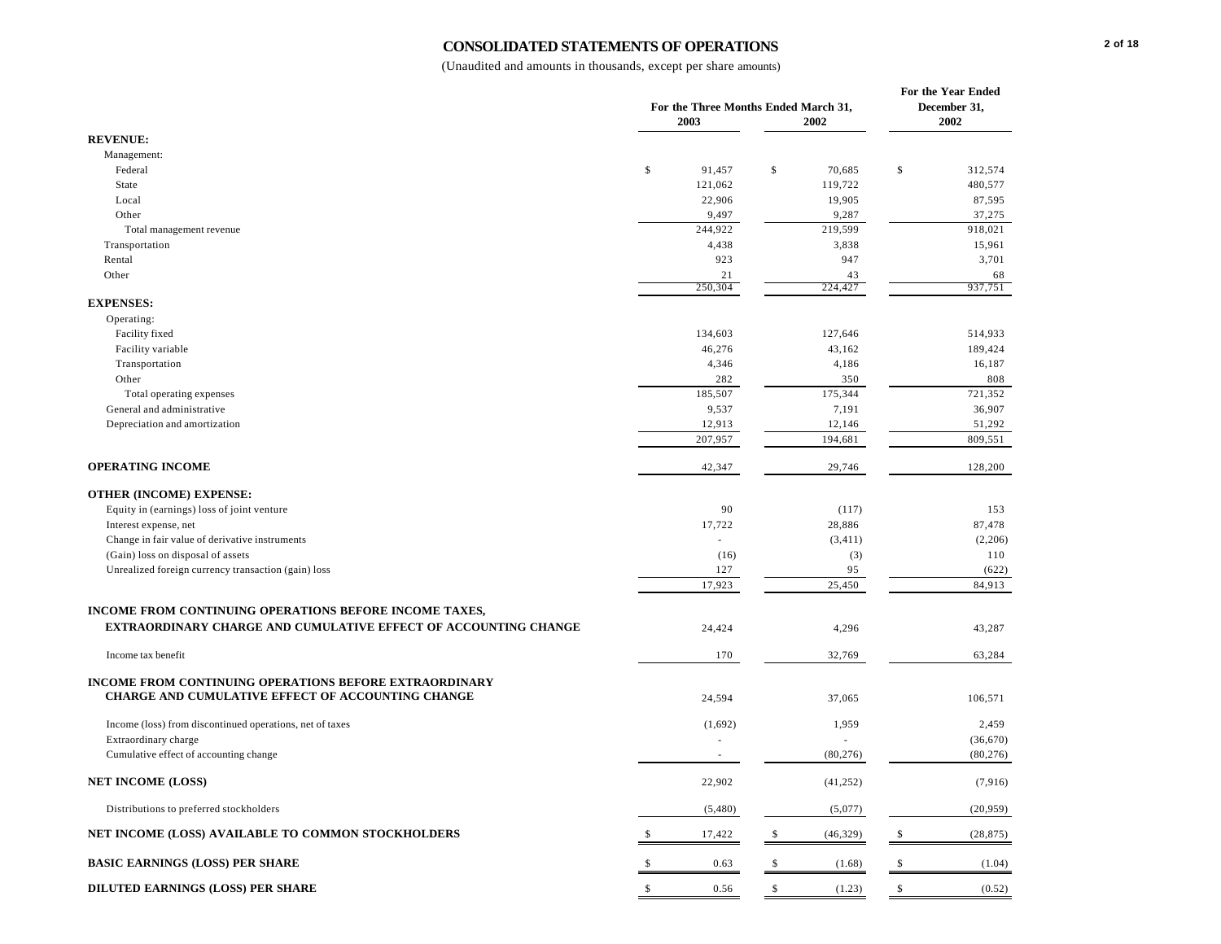# CONSOLIDATED STATEMENTS OF OPERATIONS

(Unaudited and amounts in thousands, except per share amounts)

| | For the Three Months Ended March 31, | | For the Year Ended December 31, |
|---|---|---|---|
| | 2003 | 2002 | 2002 |
| **REVENUE:** | | | |
| Management: | | | |
| Federal | $ 91,457 | $ 70,685 | $ 312,574 |
| State | 121,062 | 119,722 | 480,577 |
| Local | 22,906 | 19,905 | 87,595 |
| Other | 9,497 | 9,287 | 37,275 |
| Total management revenue | 244,922 | 219,599 | 918,021 |
| Transportation | 4,438 | 3,838 | 15,961 |
| Rental | 923 | 947 | 3,701 |
| Other | 21 | 43 | 68 |
| | 250,304 | 224,427 | 937,751 |
| **EXPENSES:** | | | |
| Operating: | | | |
| Facility fixed | 134,603 | 127,646 | 514,933 |
| Facility variable | 46,276 | 43,162 | 189,424 |
| Transportation | 4,346 | 4,186 | 16,187 |
| Other | 282 | 350 | 808 |
| Total operating expenses | 185,507 | 175,344 | 721,352 |
| General and administrative | 9,537 | 7,191 | 36,907 |
| Depreciation and amortization | 12,913 | 12,146 | 51,292 |
| | 207,957 | 194,681 | 809,551 |
| **OPERATING INCOME** | 42,347 | 29,746 | 128,200 |
| **OTHER (INCOME) EXPENSE:** | | | |
| Equity in (earnings) loss of joint venture | 90 | (117) | 153 |
| Interest expense, net | 17,722 | 28,886 | 87,478 |
| Change in fair value of derivative instruments | - | (3,411) | (2,206) |
| (Gain) loss on disposal of assets | (16) | (3) | 110 |
| Unrealized foreign currency transaction (gain) loss | 127 | 95 | (622) |
| | 17,923 | 25,450 | 84,913 |
| **INCOME FROM CONTINUING OPERATIONS BEFORE INCOME TAXES, EXTRAORDINARY CHARGE AND CUMULATIVE EFFECT OF ACCOUNTING CHANGE** | 24,424 | 4,296 | 43,287 |
| Income tax benefit | 170 | 32,769 | 63,284 |
| **INCOME FROM CONTINUING OPERATIONS BEFORE EXTRAORDINARY CHARGE AND CUMULATIVE EFFECT OF ACCOUNTING CHANGE** | 24,594 | 37,065 | 106,571 |
| Income (loss) from discontinued operations, net of taxes | (1,692) | 1,959 | 2,459 |
| Extraordinary charge | - | - | (36,670) |
| Cumulative effect of accounting change | - | (80,276) | (80,276) |
| **NET INCOME (LOSS)** | 22,902 | (41,252) | (7,916) |
| Distributions to preferred stockholders | (5,480) | (5,077) | (20,959) |
| **NET INCOME (LOSS) AVAILABLE TO COMMON STOCKHOLDERS** | $ 17,422 | $ (46,329) | $ (28,875) |
| **BASIC EARNINGS (LOSS) PER SHARE** | $ 0.63 | $ (1.68) | $ (1.04) |
| **DILUTED EARNINGS (LOSS) PER SHARE** | $ 0.56 | $ (1.23) | $ (0.52) |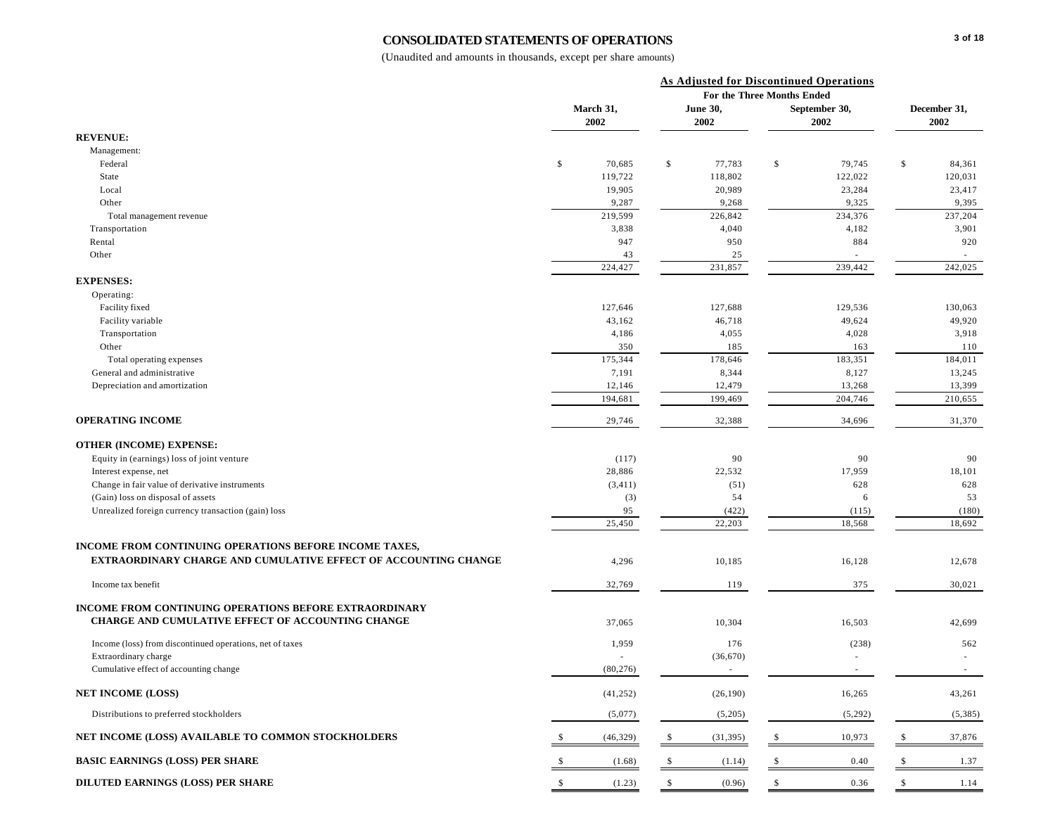# CONSOLIDATED STATEMENTS OF OPERATIONS

(Unaudited and amounts in thousands, except per share amounts)

| | As Adjusted for Discontinued Operations | | | |
|---|---|---|---|---|
| | For the Three Months Ended | | | |
| | March 31, 2002 | June 30, 2002 | September 30, 2002 | December 31, 2002 |
| **REVENUE:** | | | | |
| Management: | | | | |
| Federal | $ 70,685 | $ 77,783 | $ 79,745 | $ 84,361 |
| State | 119,722 | 118,802 | 122,022 | 120,031 |
| Local | 19,905 | 20,989 | 23,284 | 23,417 |
| Other | 9,287 | 9,268 | 9,325 | 9,395 |
| Total management revenue | 219,599 | 226,842 | 234,376 | 237,204 |
| Transportation | 3,838 | 4,040 | 4,182 | 3,901 |
| Rental | 947 | 950 | 884 | 920 |
| Other | 43 | 25 | - | - |
| | 224,427 | 231,857 | 239,442 | 242,025 |
| **EXPENSES:** | | | | |
| Operating: | | | | |
| Facility fixed | 127,646 | 127,688 | 129,536 | 130,063 |
| Facility variable | 43,162 | 46,718 | 49,624 | 49,920 |
| Transportation | 4,186 | 4,055 | 4,028 | 3,918 |
| Other | 350 | 185 | 163 | 110 |
| Total operating expenses | 175,344 | 178,646 | 183,351 | 184,011 |
| General and administrative | 7,191 | 8,344 | 8,127 | 13,245 |
| Depreciation and amortization | 12,146 | 12,479 | 13,268 | 13,399 |
| | 194,681 | 199,469 | 204,746 | 210,655 |
| **OPERATING INCOME** | 29,746 | 32,388 | 34,696 | 31,370 |
| **OTHER (INCOME) EXPENSE:** | | | | |
| Equity in (earnings) loss of joint venture | (117) | 90 | 90 | 90 |
| Interest expense, net | 28,886 | 22,532 | 17,959 | 18,101 |
| Change in fair value of derivative instruments | (3,411) | (51) | 628 | 628 |
| (Gain) loss on disposal of assets | (3) | 54 | 6 | 53 |
| Unrealized foreign currency transaction (gain) loss | 95 | (422) | (115) | (180) |
| | 25,450 | 22,203 | 18,568 | 18,692 |
| **INCOME FROM CONTINUING OPERATIONS BEFORE INCOME TAXES, EXTRAORDINARY CHARGE AND CUMULATIVE EFFECT OF ACCOUNTING CHANGE** | 4,296 | 10,185 | 16,128 | 12,678 |
| Income tax benefit | 32,769 | 119 | 375 | 30,021 |
| **INCOME FROM CONTINUING OPERATIONS BEFORE EXTRAORDINARY CHARGE AND CUMULATIVE EFFECT OF ACCOUNTING CHANGE** | 37,065 | 10,304 | 16,503 | 42,699 |
| Income (loss) from discontinued operations, net of taxes | 1,959 | 176 | (238) | 562 |
| Extraordinary charge | - | (36,670) | - | - |
| Cumulative effect of accounting change | (80,276) | - | - | - |
| **NET INCOME (LOSS)** | (41,252) | (26,190) | 16,265 | 43,261 |
| Distributions to preferred stockholders | (5,077) | (5,205) | (5,292) | (5,385) |
| **NET INCOME (LOSS) AVAILABLE TO COMMON STOCKHOLDERS** | $ (46,329) | $ (31,395) | $ 10,973 | $ 37,876 |
| **BASIC EARNINGS (LOSS) PER SHARE** | $ (1.68) | $ (1.14) | $ 0.40 | $ 1.37 |
| **DILUTED EARNINGS (LOSS) PER SHARE** | $ (1.23) | $ (0.96) | $ 0.36 | $ 1.14 |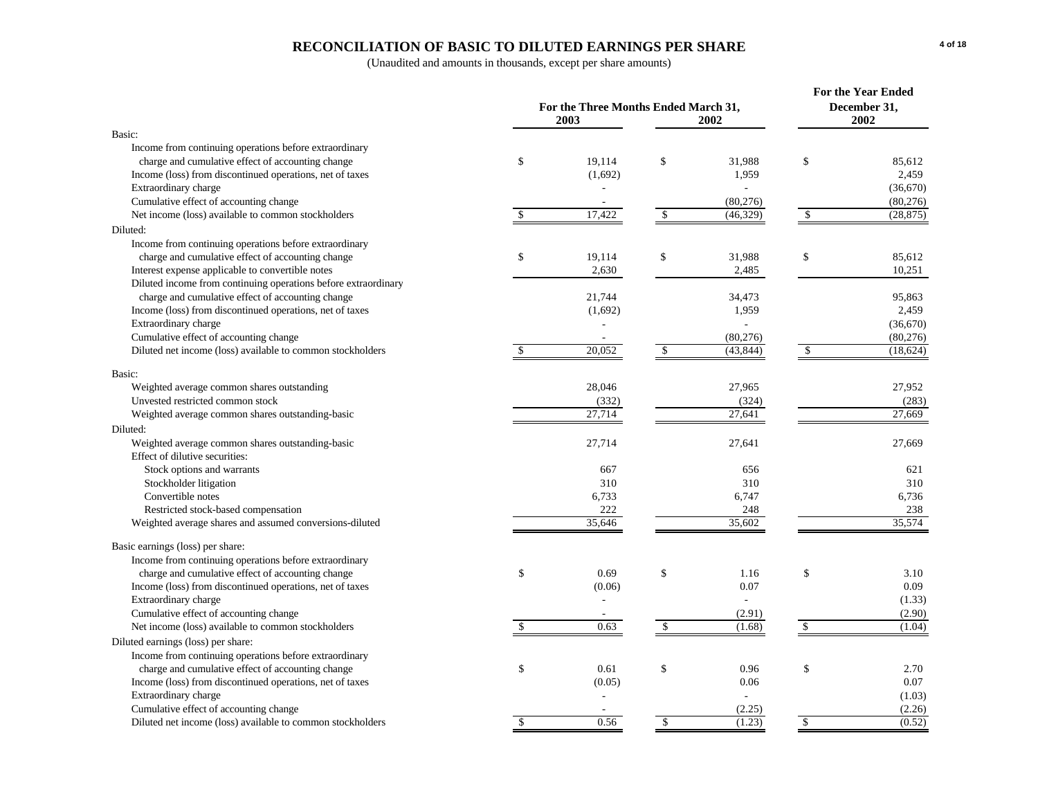# RECONCILIATION OF BASIC TO DILUTED EARNINGS PER SHARE

(Unaudited and amounts in thousands, except per share amounts)

| | For the Three Months Ended March 31, 2003 | For the Three Months Ended March 31, 2002 | For the Year Ended December 31, 2002 |
|---|---|---|---|
| **Basic:** | | | |
| Income from continuing operations before extraordinary charge and cumulative effect of accounting change | $ 19,114 | $ 31,988 | $ 85,612 |
| Income (loss) from discontinued operations, net of taxes | (1,692) | 1,959 | 2,459 |
| Extraordinary charge | - | - | (36,670) |
| Cumulative effect of accounting change | - | (80,276) | (80,276) |
| Net income (loss) available to common stockholders | $ 17,422 | $ (46,329) | $ (28,875) |
| **Diluted:** | | | |
| Income from continuing operations before extraordinary charge and cumulative effect of accounting change | $ 19,114 | $ 31,988 | $ 85,612 |
| Interest expense applicable to convertible notes | 2,630 | 2,485 | 10,251 |
| Diluted income from continuing operations before extraordinary charge and cumulative effect of accounting change | 21,744 | 34,473 | 95,863 |
| Income (loss) from discontinued operations, net of taxes | (1,692) | 1,959 | 2,459 |
| Extraordinary charge | - | - | (36,670) |
| Cumulative effect of accounting change | - | (80,276) | (80,276) |
| Diluted net income (loss) available to common stockholders | $ 20,052 | $ (43,844) | $ (18,624) |
| **Basic:** | | | |
| Weighted average common shares outstanding | 28,046 | 27,965 | 27,952 |
| Unvested restricted common stock | (332) | (324) | (283) |
| Weighted average common shares outstanding-basic | 27,714 | 27,641 | 27,669 |
| **Diluted:** | | | |
| Weighted average common shares outstanding-basic | 27,714 | 27,641 | 27,669 |
| Effect of dilutive securities: | | | |
| Stock options and warrants | 667 | 656 | 621 |
| Stockholder litigation | 310 | 310 | 310 |
| Convertible notes | 6,733 | 6,747 | 6,736 |
| Restricted stock-based compensation | 222 | 248 | 238 |
| Weighted average shares and assumed conversions-diluted | 35,646 | 35,602 | 35,574 |
| **Basic earnings (loss) per share:** | | | |
| Income from continuing operations before extraordinary charge and cumulative effect of accounting change | $ 0.69 | $ 1.16 | $ 3.10 |
| Income (loss) from discontinued operations, net of taxes | (0.06) | 0.07 | 0.09 |
| Extraordinary charge | - | - | (1.33) |
| Cumulative effect of accounting change | - | (2.91) | (2.90) |
| Net income (loss) available to common stockholders | $ 0.63 | $ (1.68) | $ (1.04) |
| **Diluted earnings (loss) per share:** | | | |
| Income from continuing operations before extraordinary charge and cumulative effect of accounting change | $ 0.61 | $ 0.96 | $ 2.70 |
| Income (loss) from discontinued operations, net of taxes | (0.05) | 0.06 | 0.07 |
| Extraordinary charge | - | - | (1.03) |
| Cumulative effect of accounting change | - | (2.25) | (2.26) |
| Diluted net income (loss) available to common stockholders | $ 0.56 | $ (1.23) | $ (0.52) |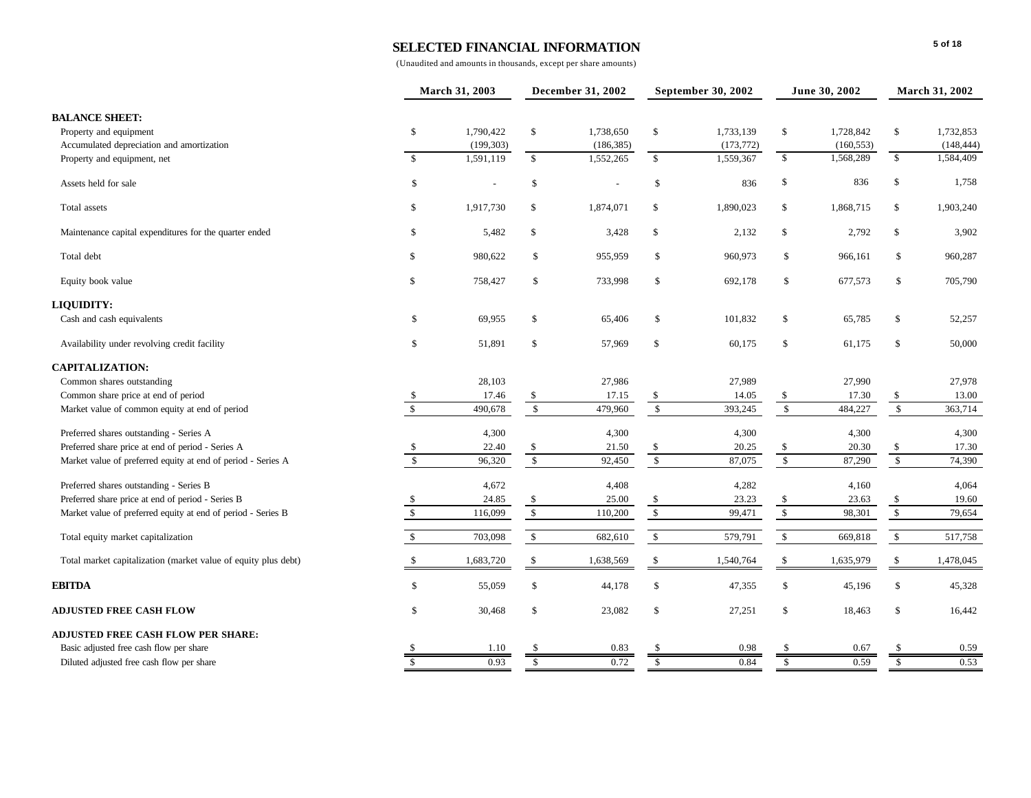## SELECTED FINANCIAL INFORMATION

(Unaudited and amounts in thousands, except per share amounts)

| | March 31, 2003 | December 31, 2002 | September 30, 2002 | June 30, 2002 | March 31, 2002 |
|---|---|---|---|---|---|
| **BALANCE SHEET:** | | | | | |
| Property and equipment | $ 1,790,422 | $ 1,738,650 | $ 1,733,139 | $ 1,728,842 | $ 1,732,853 |
| Accumulated depreciation and amortization | (199,303) | (186,385) | (173,772) | (160,553) | (148,444) |
| Property and equipment, net | $ 1,591,119 | $ 1,552,265 | $ 1,559,367 | $ 1,568,289 | $ 1,584,409 |
| Assets held for sale | $ - | $ - | $ 836 | $ 836 | $ 1,758 |
| Total assets | $ 1,917,730 | $ 1,874,071 | $ 1,890,023 | $ 1,868,715 | $ 1,903,240 |
| Maintenance capital expenditures for the quarter ended | $ 5,482 | $ 3,428 | $ 2,132 | $ 2,792 | $ 3,902 |
| Total debt | $ 980,622 | $ 955,959 | $ 960,973 | $ 966,161 | $ 960,287 |
| Equity book value | $ 758,427 | $ 733,998 | $ 692,178 | $ 677,573 | $ 705,790 |
| **LIQUIDITY:** | | | | | |
| Cash and cash equivalents | $ 69,955 | $ 65,406 | $ 101,832 | $ 65,785 | $ 52,257 |
| Availability under revolving credit facility | $ 51,891 | $ 57,969 | $ 60,175 | $ 61,175 | $ 50,000 |
| **CAPITALIZATION:** | | | | | |
| Common shares outstanding | 28,103 | 27,986 | 27,989 | 27,990 | 27,978 |
| Common share price at end of period | $ 17.46 | $ 17.15 | $ 14.05 | $ 17.30 | $ 13.00 |
| Market value of common equity at end of period | $ 490,678 | $ 479,960 | $ 393,245 | $ 484,227 | $ 363,714 |
| Preferred shares outstanding - Series A | 4,300 | 4,300 | 4,300 | 4,300 | 4,300 |
| Preferred share price at end of period - Series A | $ 22.40 | $ 21.50 | $ 20.25 | $ 20.30 | $ 17.30 |
| Market value of preferred equity at end of period - Series A | $ 96,320 | $ 92,450 | $ 87,075 | $ 87,290 | $ 74,390 |
| Preferred shares outstanding - Series B | 4,672 | 4,408 | 4,282 | 4,160 | 4,064 |
| Preferred share price at end of period - Series B | $ 24.85 | $ 25.00 | $ 23.23 | $ 23.63 | $ 19.60 |
| Market value of preferred equity at end of period - Series B | $ 116,099 | $ 110,200 | $ 99,471 | $ 98,301 | $ 79,654 |
| Total equity market capitalization | $ 703,098 | $ 682,610 | $ 579,791 | $ 669,818 | $ 517,758 |
| Total market capitalization (market value of equity plus debt) | $ 1,683,720 | $ 1,638,569 | $ 1,540,764 | $ 1,635,979 | $ 1,478,045 |
| **EBITDA** | $ 55,059 | $ 44,178 | $ 47,355 | $ 45,196 | $ 45,328 |
| **ADJUSTED FREE CASH FLOW** | $ 30,468 | $ 23,082 | $ 27,251 | $ 18,463 | $ 16,442 |
| **ADJUSTED FREE CASH FLOW PER SHARE:** | | | | | |
| Basic adjusted free cash flow per share | $ 1.10 | $ 0.83 | $ 0.98 | $ 0.67 | $ 0.59 |
| Diluted adjusted free cash flow per share | $ 0.93 | $ 0.72 | $ 0.84 | $ 0.59 | $ 0.53 |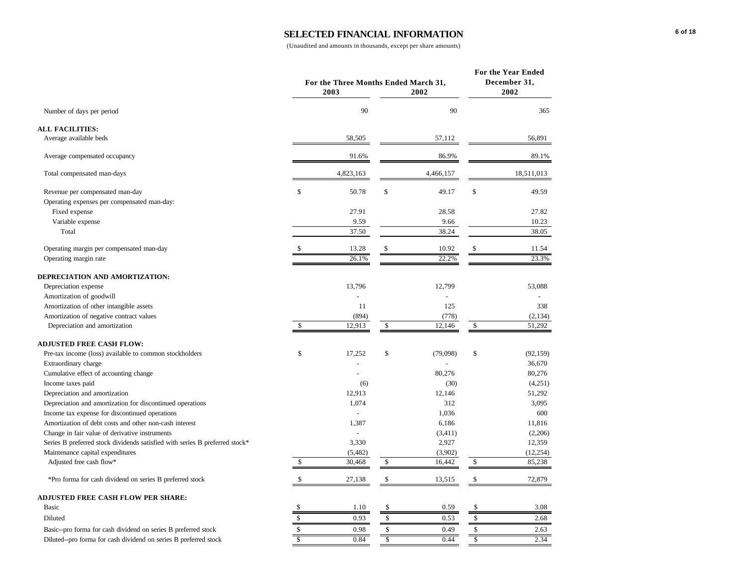# SELECTED FINANCIAL INFORMATION

(Unaudited and amounts in thousands, except per share amounts)

| | For the Three Months Ended March 31, 2003 | For the Three Months Ended March 31, 2002 | For the Year Ended December 31, 2002 |
|---|---|---|---|
| Number of days per period | 90 | 90 | 365 |
| **ALL FACILITIES:** | | | |
| Average available beds | 58,505 | 57,112 | 56,891 |
| Average compensated occupancy | 91.6% | 86.9% | 89.1% |
| Total compensated man-days | 4,823,163 | 4,466,157 | 18,511,013 |
| Revenue per compensated man-day | $ 50.78 | $ 49.17 | $ 49.59 |
| Operating expenses per compensated man-day: | | | |
| Fixed expense | 27.91 | 28.58 | 27.82 |
| Variable expense | 9.59 | 9.66 | 10.23 |
| Total | 37.50 | 38.24 | 38.05 |
| Operating margin per compensated man-day | $ 13.28 | $ 10.92 | $ 11.54 |
| Operating margin rate | 26.1% | 22.2% | 23.3% |
| **DEPRECIATION AND AMORTIZATION:** | | | |
| Depreciation expense | 13,796 | 12,799 | 53,088 |
| Amortization of goodwill | - | - | - |
| Amortization of other intangible assets | 11 | 125 | 338 |
| Amortization of negative contract values | (894) | (778) | (2,134) |
| Depreciation and amortization | $ 12,913 | $ 12,146 | $ 51,292 |
| **ADJUSTED FREE CASH FLOW:** | | | |
| Pre-tax income (loss) available to common stockholders | $ 17,252 | $ (79,098) | $ (92,159) |
| Extraordinary charge | - | - | 36,670 |
| Cumulative effect of accounting change | - | 80,276 | 80,276 |
| Income taxes paid | (6) | (30) | (4,251) |
| Depreciation and amortization | 12,913 | 12,146 | 51,292 |
| Depreciation and amortization for discontinued operations | 1,074 | 312 | 3,095 |
| Income tax expense for discontinued operations | - | 1,036 | 600 |
| Amortization of debt costs and other non-cash interest | 1,387 | 6,186 | 11,816 |
| Change in fair value of derivative instruments | - | (3,411) | (2,206) |
| Series B preferred stock dividends satisfied with series B preferred stock* | 3,330 | 2,927 | 12,359 |
| Maintenance capital expenditures | (5,482) | (3,902) | (12,254) |
| Adjusted free cash flow* | $ 30,468 | $ 16,442 | $ 85,238 |
| *Pro forma for cash dividend on series B preferred stock | $ 27,138 | $ 13,515 | $ 72,879 |
| **ADJUSTED FREE CASH FLOW PER SHARE:** | | | |
| Basic | $ 1.10 | $ 0.59 | $ 3.08 |
| Diluted | $ 0.93 | $ 0.53 | $ 2.68 |
| Basic--pro forma for cash dividend on series B preferred stock | $ 0.98 | $ 0.49 | $ 2.63 |
| Diluted--pro forma for cash dividend on series B preferred stock | $ 0.84 | $ 0.44 | $ 2.34 |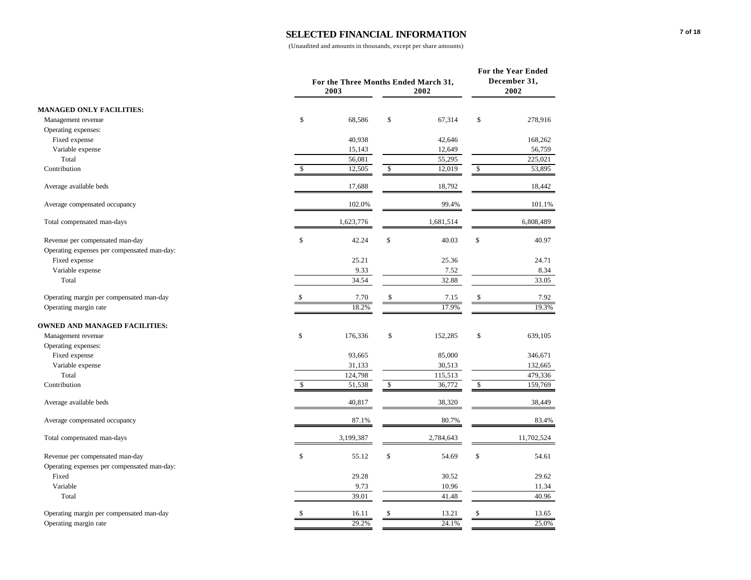# SELECTED FINANCIAL INFORMATION

(Unaudited and amounts in thousands, except per share amounts)

| | For the Three Months Ended March 31, | | For the Year Ended December 31, |
|---|---|---|---|
| | 2003 | 2002 | 2002 |
| **MANAGED ONLY FACILITIES:** | | | |
| Management revenue | $ 68,586 | $ 67,314 | $ 278,916 |
| Operating expenses: | | | |
| Fixed expense | 40,938 | 42,646 | 168,262 |
| Variable expense | 15,143 | 12,649 | 56,759 |
| Total | 56,081 | 55,295 | 225,021 |
| Contribution | $ 12,505 | $ 12,019 | $ 53,895 |
| Average available beds | 17,688 | 18,792 | 18,442 |
| Average compensated occupancy | 102.0% | 99.4% | 101.1% |
| Total compensated man-days | 1,623,776 | 1,681,514 | 6,808,489 |
| Revenue per compensated man-day | $ 42.24 | $ 40.03 | $ 40.97 |
| Operating expenses per compensated man-day: | | | |
| Fixed expense | 25.21 | 25.36 | 24.71 |
| Variable expense | 9.33 | 7.52 | 8.34 |
| Total | 34.54 | 32.88 | 33.05 |
| Operating margin per compensated man-day | $ 7.70 | $ 7.15 | $ 7.92 |
| Operating margin rate | 18.2% | 17.9% | 19.3% |
| **OWNED AND MANAGED FACILITIES:** | | | |
| Management revenue | $ 176,336 | $ 152,285 | $ 639,105 |
| Operating expenses: | | | |
| Fixed expense | 93,665 | 85,000 | 346,671 |
| Variable expense | 31,133 | 30,513 | 132,665 |
| Total | 124,798 | 115,513 | 479,336 |
| Contribution | $ 51,538 | $ 36,772 | $ 159,769 |
| Average available beds | 40,817 | 38,320 | 38,449 |
| Average compensated occupancy | 87.1% | 80.7% | 83.4% |
| Total compensated man-days | 3,199,387 | 2,784,643 | 11,702,524 |
| Revenue per compensated man-day | $ 55.12 | $ 54.69 | $ 54.61 |
| Operating expenses per compensated man-day: | | | |
| Fixed | 29.28 | 30.52 | 29.62 |
| Variable | 9.73 | 10.96 | 11.34 |
| Total | 39.01 | 41.48 | 40.96 |
| Operating margin per compensated man-day | $ 16.11 | $ 13.21 | $ 13.65 |
| Operating margin rate | 29.2% | 24.1% | 25.0% |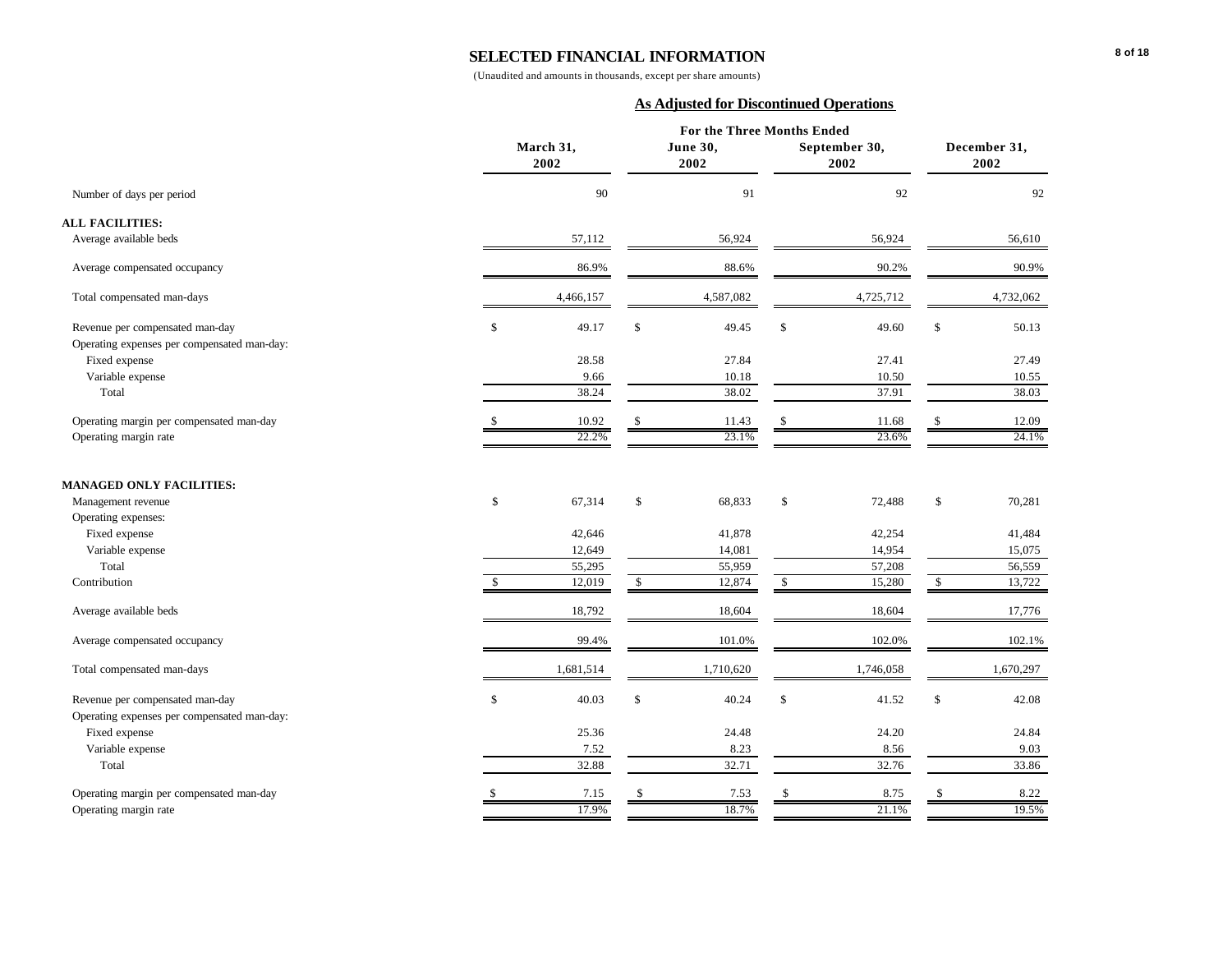# SELECTED FINANCIAL INFORMATION

(Unaudited and amounts in thousands, except per share amounts)

## As Adjusted for Discontinued Operations

| | For the Three Months Ended | | | |
|---|---|---|---|---|
| | March 31, 2002 | June 30, 2002 | September 30, 2002 | December 31, 2002 |
| Number of days per period | 90 | 91 | 92 | 92 |
| **ALL FACILITIES:** | | | | |
| Average available beds | 57,112 | 56,924 | 56,924 | 56,610 |
| Average compensated occupancy | 86.9% | 88.6% | 90.2% | 90.9% |
| Total compensated man-days | 4,466,157 | 4,587,082 | 4,725,712 | 4,732,062 |
| Revenue per compensated man-day | $ 49.17 | $ 49.45 | $ 49.60 | $ 50.13 |
| Operating expenses per compensated man-day: | | | | |
| Fixed expense | 28.58 | 27.84 | 27.41 | 27.49 |
| Variable expense | 9.66 | 10.18 | 10.50 | 10.55 |
| Total | 38.24 | 38.02 | 37.91 | 38.03 |
| Operating margin per compensated man-day | $ 10.92 | $ 11.43 | $ 11.68 | $ 12.09 |
| Operating margin rate | 22.2% | 23.1% | 23.6% | 24.1% |
| **MANAGED ONLY FACILITIES:** | | | | |
| Management revenue | $ 67,314 | $ 68,833 | $ 72,488 | $ 70,281 |
| Operating expenses: | | | | |
| Fixed expense | 42,646 | 41,878 | 42,254 | 41,484 |
| Variable expense | 12,649 | 14,081 | 14,954 | 15,075 |
| Total | 55,295 | 55,959 | 57,208 | 56,559 |
| Contribution | $ 12,019 | $ 12,874 | $ 15,280 | $ 13,722 |
| Average available beds | 18,792 | 18,604 | 18,604 | 17,776 |
| Average compensated occupancy | 99.4% | 101.0% | 102.0% | 102.1% |
| Total compensated man-days | 1,681,514 | 1,710,620 | 1,746,058 | 1,670,297 |
| Revenue per compensated man-day | $ 40.03 | $ 40.24 | $ 41.52 | $ 42.08 |
| Operating expenses per compensated man-day: | | | | |
| Fixed expense | 25.36 | 24.48 | 24.20 | 24.84 |
| Variable expense | 7.52 | 8.23 | 8.56 | 9.03 |
| Total | 32.88 | 32.71 | 32.76 | 33.86 |
| Operating margin per compensated man-day | $ 7.15 | $ 7.53 | $ 8.75 | $ 8.22 |
| Operating margin rate | 17.9% | 18.7% | 21.1% | 19.5% |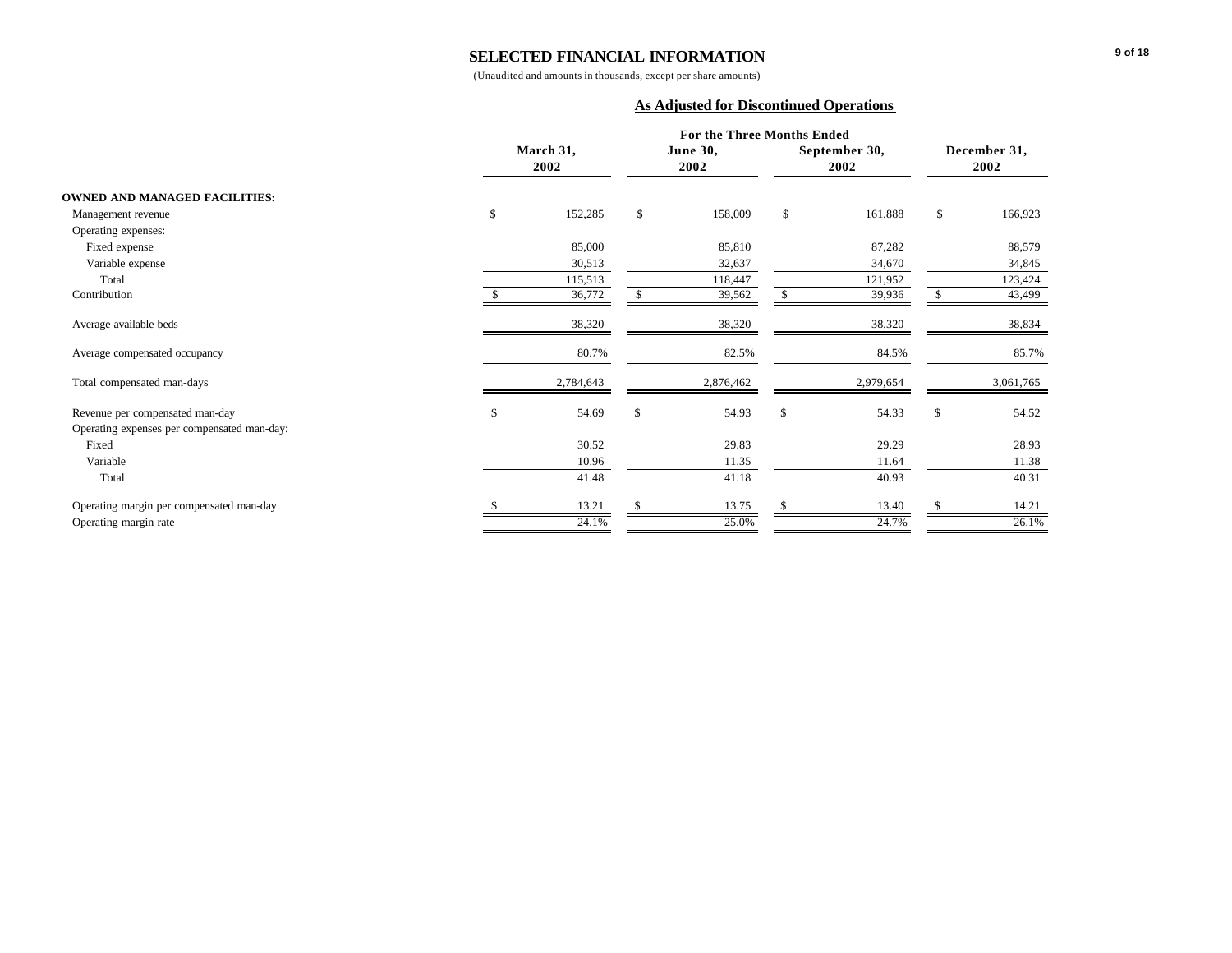# SELECTED FINANCIAL INFORMATION

(Unaudited and amounts in thousands, except per share amounts)

## As Adjusted for Discontinued Operations

| | For the Three Months Ended | | | |
|---|---|---|---|---|
| | March 31, 2002 | June 30, 2002 | September 30, 2002 | December 31, 2002 |
| **OWNED AND MANAGED FACILITIES:** | | | | |
| Management revenue | $ 152,285 | $ 158,009 | $ 161,888 | $ 166,923 |
| Operating expenses: | | | | |
| Fixed expense | 85,000 | 85,810 | 87,282 | 88,579 |
| Variable expense | 30,513 | 32,637 | 34,670 | 34,845 |
| Total | 115,513 | 118,447 | 121,952 | 123,424 |
| Contribution | $ 36,772 | $ 39,562 | $ 39,936 | $ 43,499 |
| Average available beds | 38,320 | 38,320 | 38,320 | 38,834 |
| Average compensated occupancy | 80.7% | 82.5% | 84.5% | 85.7% |
| Total compensated man-days | 2,784,643 | 2,876,462 | 2,979,654 | 3,061,765 |
| Revenue per compensated man-day | $ 54.69 | $ 54.93 | $ 54.33 | $ 54.52 |
| Operating expenses per compensated man-day: | | | | |
| Fixed | 30.52 | 29.83 | 29.29 | 28.93 |
| Variable | 10.96 | 11.35 | 11.64 | 11.38 |
| Total | 41.48 | 41.18 | 40.93 | 40.31 |
| Operating margin per compensated man-day | $ 13.21 | $ 13.75 | $ 13.40 | $ 14.21 |
| Operating margin rate | 24.1% | 25.0% | 24.7% | 26.1% |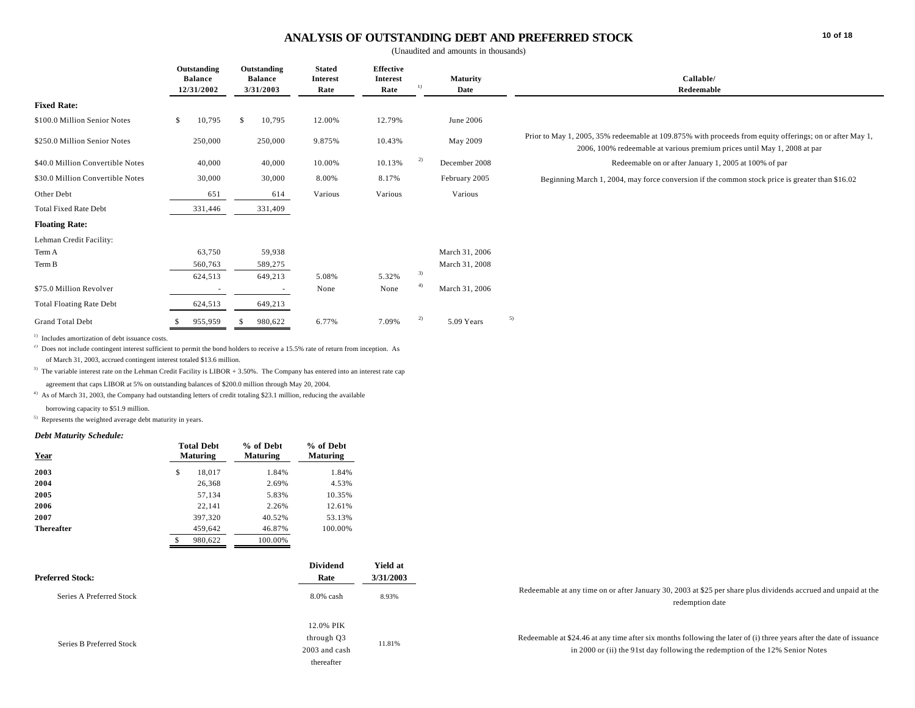# ANALYSIS OF OUTSTANDING DEBT AND PREFERRED STOCK

(Unaudited and amounts in thousands)

| | Outstanding Balance 12/31/2002 | Outstanding Balance 3/31/2003 | Stated Interest Rate | Effective Interest Rate [1] | Maturity Date | Callable/ Redeemable |
|---|---|---|---|---|---|---|
| **Fixed Rate:** | | | | | | |
| $100.0 Million Senior Notes | $ 10,795 | $ 10,795 | 12.00% | 12.79% | June 2006 | |
| $250.0 Million Senior Notes | 250,000 | 250,000 | 9.875% | 10.43% | May 2009 | Prior to May 1, 2005, 35% redeemable at 109.875% with proceeds from equity offerings; on or after May 1, 2006, 100% redeemable at various premium prices until May 1, 2008 at par |
| $40.0 Million Convertible Notes | 40,000 | 40,000 | 10.00% | 10.13% [2] | December 2008 | Redeemable on or after January 1, 2005 at 100% of par |
| $30.0 Million Convertible Notes | 30,000 | 30,000 | 8.00% | 8.17% | February 2005 | Beginning March 1, 2004, may force conversion if the common stock price is greater than $16.02 |
| Other Debt | 651 | 614 | Various | Various | Various | |
| Total Fixed Rate Debt | 331,446 | 331,409 | | | | |
| **Floating Rate:** | | | | | | |
| Lehman Credit Facility: | | | | | | |
| Term A | 63,750 | 59,938 | | | March 31, 2006 | |
| Term B | 560,763 | 589,275 | | | March 31, 2008 | |
| | 624,513 | 649,213 | 5.08% | 5.32% [3] | | |
| $75.0 Million Revolver | - | - | None | None [4] | March 31, 2006 | |
| Total Floating Rate Debt | 624,513 | 649,213 | | | | |
| Grand Total Debt | $ 955,959 | $ 980,622 | 6.77% | 7.09% [2] | 5.09 Years [5] | |

[1] Includes amortization of debt issuance costs.

[2] Does not include contingent interest sufficient to permit the bond holders to receive a 15.5% rate of return from inception. As of March 31, 2003, accrued contingent interest totaled $13.6 million.

[3] The variable interest rate on the Lehman Credit Facility is LIBOR + 3.50%. The Company has entered into an interest rate cap agreement that caps LIBOR at 5% on outstanding balances of $200.0 million through May 20, 2004.

[4] As of March 31, 2003, the Company had outstanding letters of credit totaling $23.1 million, reducing the available borrowing capacity to $51.9 million.

[5] Represents the weighted average debt maturity in years.

***Debt Maturity Schedule:***

| Year | Total Debt Maturing | % of Debt Maturing | % of Debt Maturing |
|---|---|---|---|
| **2003** | $ 18,017 | 1.84% | 1.84% |
| **2004** | 26,368 | 2.69% | 4.53% |
| **2005** | 57,134 | 5.83% | 10.35% |
| **2006** | 22,141 | 2.26% | 12.61% |
| **2007** | 397,320 | 40.52% | 53.13% |
| **Thereafter** | 459,642 | 46.87% | 100.00% |
| | $ 980,622 | 100.00% | |

| **Preferred Stock:** | Dividend Rate | Yield at 3/31/2003 | |
|---|---|---|---|
| Series A Preferred Stock | 8.0% cash | 8.93% | Redeemable at any time on or after January 30, 2003 at $25 per share plus dividends accrued and unpaid at the redemption date |
| Series B Preferred Stock | 12.0% PIK through Q3 2003 and cash thereafter | 11.81% | Redeemable at $24.46 at any time after six months following the later of (i) three years after the date of issuance in 2000 or (ii) the 91st day following the redemption of the 12% Senior Notes |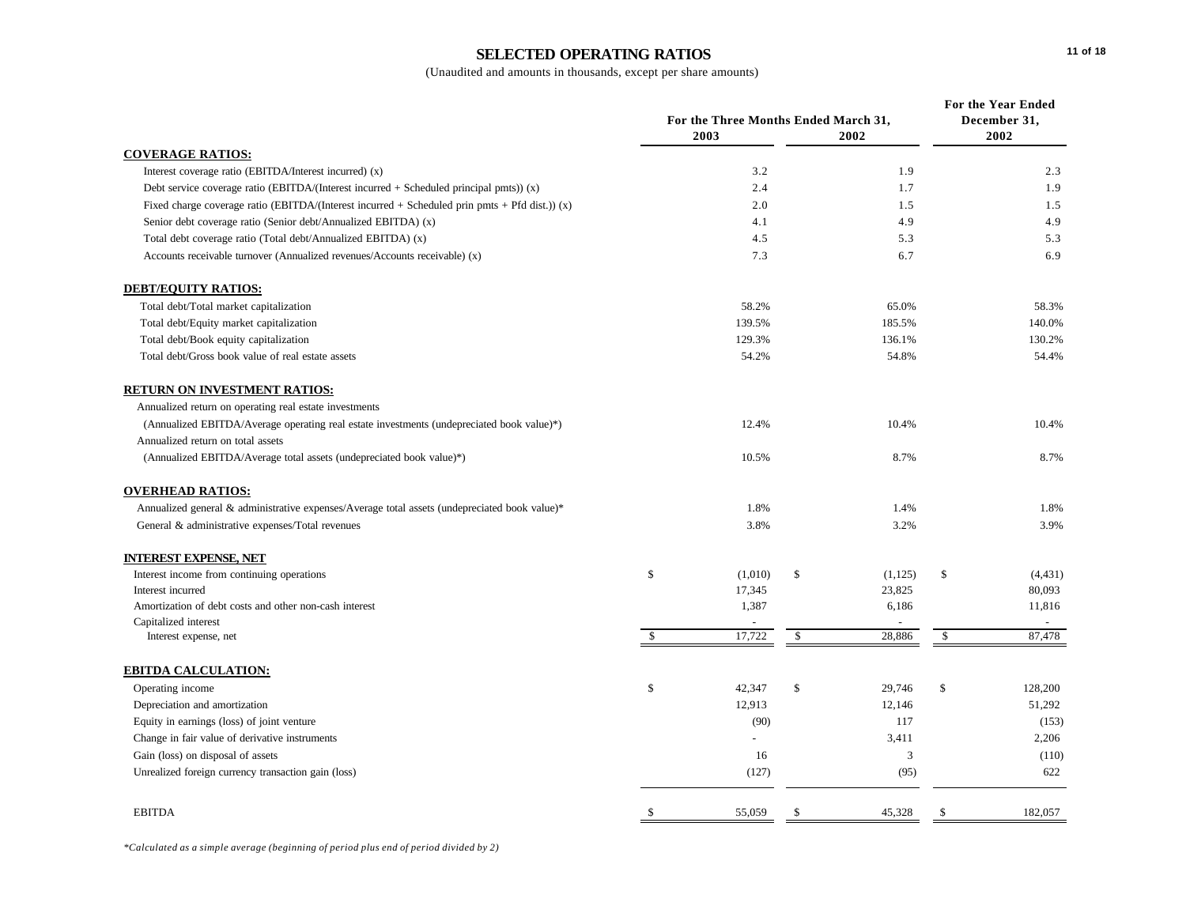# SELECTED OPERATING RATIOS

(Unaudited and amounts in thousands, except per share amounts)

| | For the Three Months Ended March 31, 2003 | For the Three Months Ended March 31, 2002 | For the Year Ended December 31, 2002 |
|---|---|---|---|
| **COVERAGE RATIOS:** | | | |
| Interest coverage ratio (EBITDA/Interest incurred) (x) | 3.2 | 1.9 | 2.3 |
| Debt service coverage ratio (EBITDA/(Interest incurred + Scheduled principal pmts)) (x) | 2.4 | 1.7 | 1.9 |
| Fixed charge coverage ratio (EBITDA/(Interest incurred + Scheduled prin pmts + Pfd dist.)) (x) | 2.0 | 1.5 | 1.5 |
| Senior debt coverage ratio (Senior debt/Annualized EBITDA) (x) | 4.1 | 4.9 | 4.9 |
| Total debt coverage ratio (Total debt/Annualized EBITDA) (x) | 4.5 | 5.3 | 5.3 |
| Accounts receivable turnover (Annualized revenues/Accounts receivable) (x) | 7.3 | 6.7 | 6.9 |
| **DEBT/EQUITY RATIOS:** | | | |
| Total debt/Total market capitalization | 58.2% | 65.0% | 58.3% |
| Total debt/Equity market capitalization | 139.5% | 185.5% | 140.0% |
| Total debt/Book equity capitalization | 129.3% | 136.1% | 130.2% |
| Total debt/Gross book value of real estate assets | 54.2% | 54.8% | 54.4% |
| **RETURN ON INVESTMENT RATIOS:** | | | |
| Annualized return on operating real estate investments (Annualized EBITDA/Average operating real estate investments (undepreciated book value)*) | 12.4% | 10.4% | 10.4% |
| Annualized return on total assets (Annualized EBITDA/Average total assets (undepreciated book value)*) | 10.5% | 8.7% | 8.7% |
| **OVERHEAD RATIOS:** | | | |
| Annualized general & administrative expenses/Average total assets (undepreciated book value)* | 1.8% | 1.4% | 1.8% |
| General & administrative expenses/Total revenues | 3.8% | 3.2% | 3.9% |
| **INTEREST EXPENSE, NET** | | | |
| Interest income from continuing operations | $ (1,010) | $ (1,125) | $ (4,431) |
| Interest incurred | 17,345 | 23,825 | 80,093 |
| Amortization of debt costs and other non-cash interest | 1,387 | 6,186 | 11,816 |
| Capitalized interest | - | - | - |
| Interest expense, net | $ 17,722 | $ 28,886 | $ 87,478 |
| **EBITDA CALCULATION:** | | | |
| Operating income | $ 42,347 | $ 29,746 | $ 128,200 |
| Depreciation and amortization | 12,913 | 12,146 | 51,292 |
| Equity in earnings (loss) of joint venture | (90) | 117 | (153) |
| Change in fair value of derivative instruments | - | 3,411 | 2,206 |
| Gain (loss) on disposal of assets | 16 | 3 | (110) |
| Unrealized foreign currency transaction gain (loss) | (127) | (95) | 622 |
| EBITDA | $ 55,059 | $ 45,328 | $ 182,057 |

*\*Calculated as a simple average (beginning of period plus end of period divided by 2)*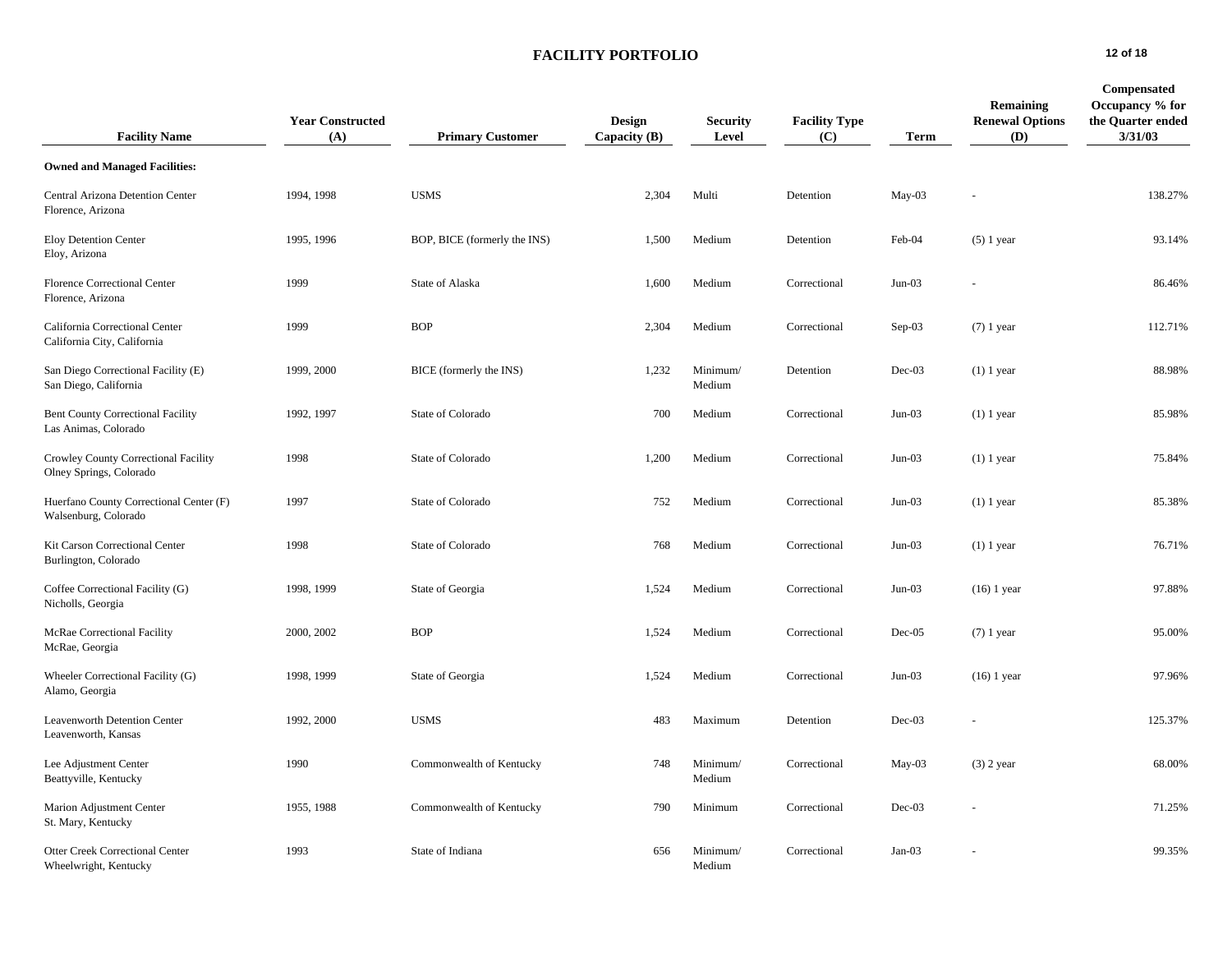# FACILITY PORTFOLIO

| Facility Name | Year Constructed (A) | Primary Customer | Design Capacity (B) | Security Level | Facility Type (C) | Term | Remaining Renewal Options (D) | Compensated Occupancy % for the Quarter ended 3/31/03 |
|---|---|---|---|---|---|---|---|---|
| **Owned and Managed Facilities:** | | | | | | | | |
| Central Arizona Detention Center<br>Florence, Arizona | 1994, 1998 | USMS | 2,304 | Multi | Detention | May-03 | - | 138.27% |
| Eloy Detention Center<br>Eloy, Arizona | 1995, 1996 | BOP, BICE (formerly the INS) | 1,500 | Medium | Detention | Feb-04 | (5) 1 year | 93.14% |
| Florence Correctional Center<br>Florence, Arizona | 1999 | State of Alaska | 1,600 | Medium | Correctional | Jun-03 | - | 86.46% |
| California Correctional Center<br>California City, California | 1999 | BOP | 2,304 | Medium | Correctional | Sep-03 | (7) 1 year | 112.71% |
| San Diego Correctional Facility (E)<br>San Diego, California | 1999, 2000 | BICE (formerly the INS) | 1,232 | Minimum/ Medium | Detention | Dec-03 | (1) 1 year | 88.98% |
| Bent County Correctional Facility<br>Las Animas, Colorado | 1992, 1997 | State of Colorado | 700 | Medium | Correctional | Jun-03 | (1) 1 year | 85.98% |
| Crowley County Correctional Facility<br>Olney Springs, Colorado | 1998 | State of Colorado | 1,200 | Medium | Correctional | Jun-03 | (1) 1 year | 75.84% |
| Huerfano County Correctional Center (F)<br>Walsenburg, Colorado | 1997 | State of Colorado | 752 | Medium | Correctional | Jun-03 | (1) 1 year | 85.38% |
| Kit Carson Correctional Center<br>Burlington, Colorado | 1998 | State of Colorado | 768 | Medium | Correctional | Jun-03 | (1) 1 year | 76.71% |
| Coffee Correctional Facility (G)<br>Nicholls, Georgia | 1998, 1999 | State of Georgia | 1,524 | Medium | Correctional | Jun-03 | (16) 1 year | 97.88% |
| McRae Correctional Facility<br>McRae, Georgia | 2000, 2002 | BOP | 1,524 | Medium | Correctional | Dec-05 | (7) 1 year | 95.00% |
| Wheeler Correctional Facility (G)<br>Alamo, Georgia | 1998, 1999 | State of Georgia | 1,524 | Medium | Correctional | Jun-03 | (16) 1 year | 97.96% |
| Leavenworth Detention Center<br>Leavenworth, Kansas | 1992, 2000 | USMS | 483 | Maximum | Detention | Dec-03 | - | 125.37% |
| Lee Adjustment Center<br>Beattyville, Kentucky | 1990 | Commonwealth of Kentucky | 748 | Minimum/ Medium | Correctional | May-03 | (3) 2 year | 68.00% |
| Marion Adjustment Center<br>St. Mary, Kentucky | 1955, 1988 | Commonwealth of Kentucky | 790 | Minimum | Correctional | Dec-03 | - | 71.25% |
| Otter Creek Correctional Center<br>Wheelwright, Kentucky | 1993 | State of Indiana | 656 | Minimum/ Medium | Correctional | Jan-03 | - | 99.35% |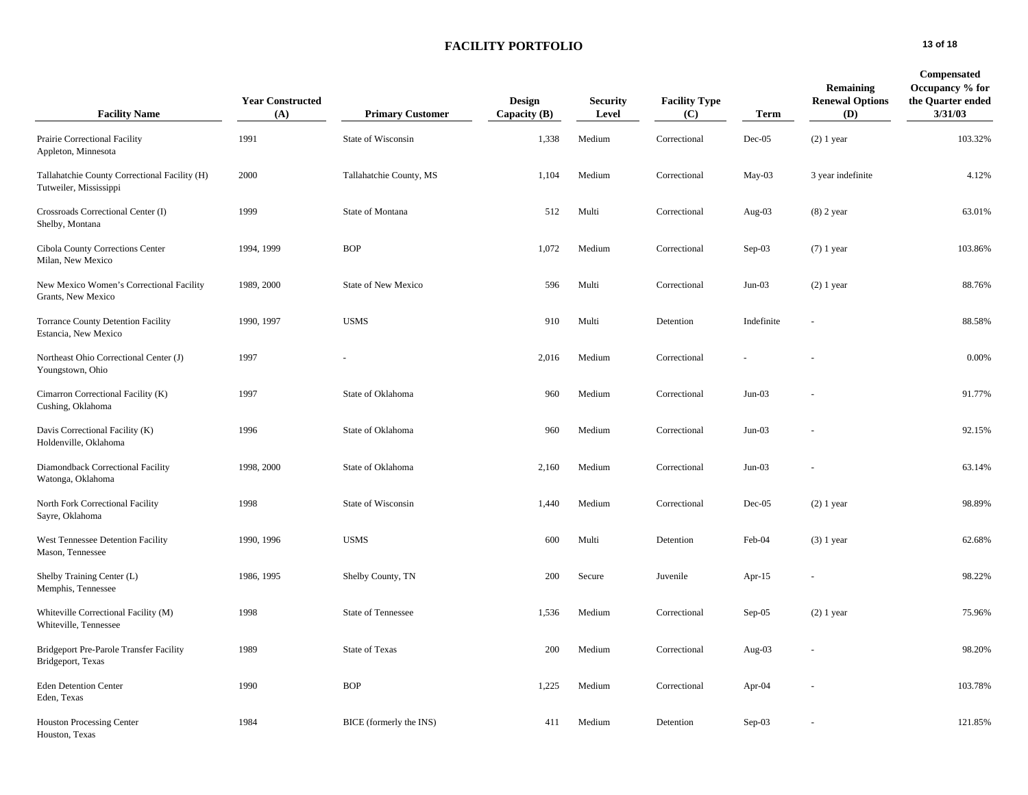# FACILITY PORTFOLIO

| Facility Name | Year Constructed (A) | Primary Customer | Design Capacity (B) | Security Level | Facility Type (C) | Term | Remaining Renewal Options (D) | Compensated Occupancy % for the Quarter ended 3/31/03 |
|---|---|---|---|---|---|---|---|---|
| Prairie Correctional Facility<br>Appleton, Minnesota | 1991 | State of Wisconsin | 1,338 | Medium | Correctional | Dec-05 | (2) 1 year | 103.32% |
| Tallahatchie County Correctional Facility (H)<br>Tutweiler, Mississippi | 2000 | Tallahatchie County, MS | 1,104 | Medium | Correctional | May-03 | 3 year indefinite | 4.12% |
| Crossroads Correctional Center (I)<br>Shelby, Montana | 1999 | State of Montana | 512 | Multi | Correctional | Aug-03 | (8) 2 year | 63.01% |
| Cibola County Corrections Center<br>Milan, New Mexico | 1994, 1999 | BOP | 1,072 | Medium | Correctional | Sep-03 | (7) 1 year | 103.86% |
| New Mexico Women's Correctional Facility<br>Grants, New Mexico | 1989, 2000 | State of New Mexico | 596 | Multi | Correctional | Jun-03 | (2) 1 year | 88.76% |
| Torrance County Detention Facility<br>Estancia, New Mexico | 1990, 1997 | USMS | 910 | Multi | Detention | Indefinite | - | 88.58% |
| Northeast Ohio Correctional Center (J)<br>Youngstown, Ohio | 1997 | - | 2,016 | Medium | Correctional | - | - | 0.00% |
| Cimarron Correctional Facility (K)<br>Cushing, Oklahoma | 1997 | State of Oklahoma | 960 | Medium | Correctional | Jun-03 | - | 91.77% |
| Davis Correctional Facility (K)<br>Holdenville, Oklahoma | 1996 | State of Oklahoma | 960 | Medium | Correctional | Jun-03 | - | 92.15% |
| Diamondback Correctional Facility<br>Watonga, Oklahoma | 1998, 2000 | State of Oklahoma | 2,160 | Medium | Correctional | Jun-03 | - | 63.14% |
| North Fork Correctional Facility<br>Sayre, Oklahoma | 1998 | State of Wisconsin | 1,440 | Medium | Correctional | Dec-05 | (2) 1 year | 98.89% |
| West Tennessee Detention Facility<br>Mason, Tennessee | 1990, 1996 | USMS | 600 | Multi | Detention | Feb-04 | (3) 1 year | 62.68% |
| Shelby Training Center (L)<br>Memphis, Tennessee | 1986, 1995 | Shelby County, TN | 200 | Secure | Juvenile | Apr-15 | - | 98.22% |
| Whiteville Correctional Facility (M)<br>Whiteville, Tennessee | 1998 | State of Tennessee | 1,536 | Medium | Correctional | Sep-05 | (2) 1 year | 75.96% |
| Bridgeport Pre-Parole Transfer Facility<br>Bridgeport, Texas | 1989 | State of Texas | 200 | Medium | Correctional | Aug-03 | - | 98.20% |
| Eden Detention Center<br>Eden, Texas | 1990 | BOP | 1,225 | Medium | Correctional | Apr-04 | - | 103.78% |
| Houston Processing Center<br>Houston, Texas | 1984 | BICE (formerly the INS) | 411 | Medium | Detention | Sep-03 | - | 121.85% |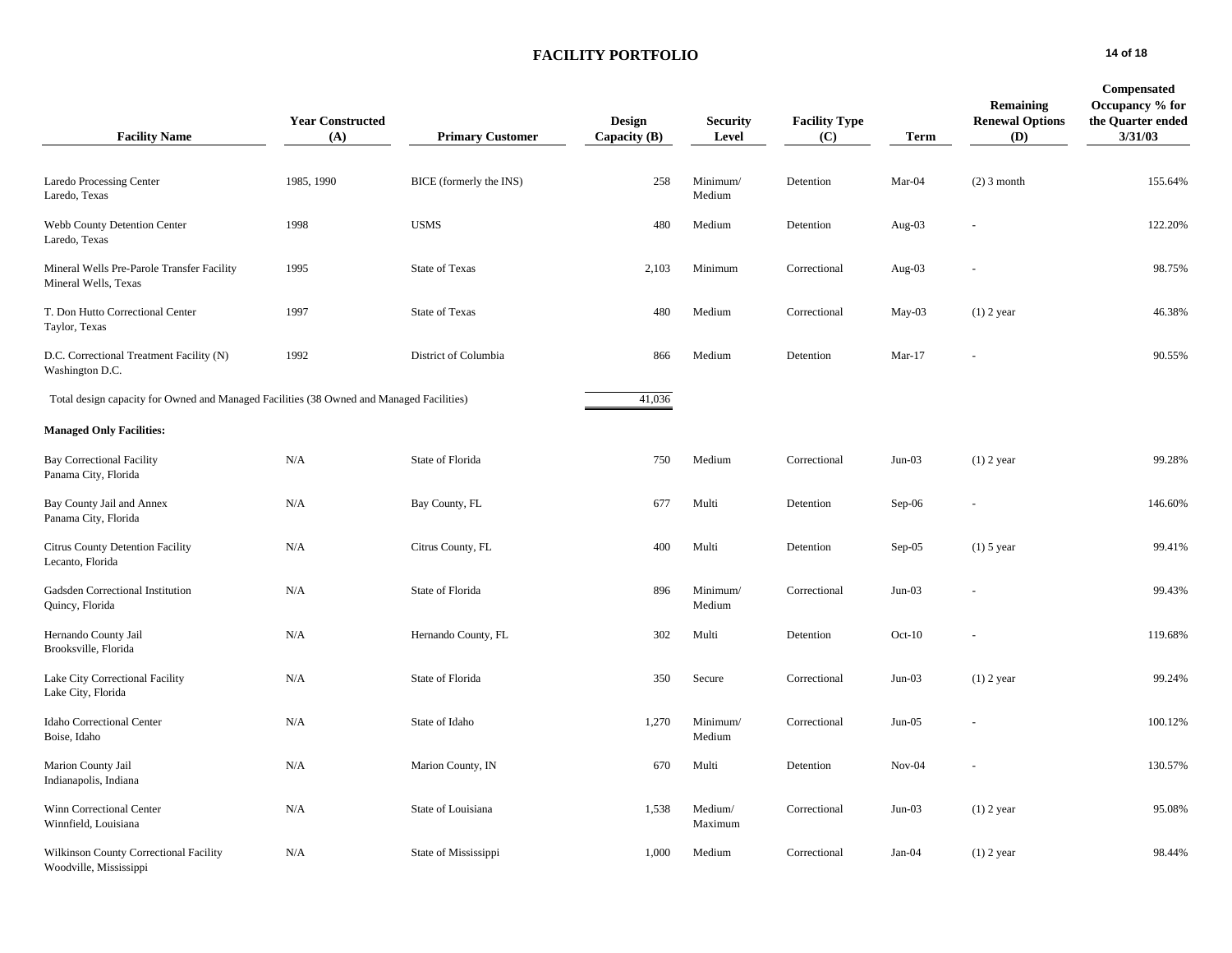# FACILITY PORTFOLIO

| Facility Name | Year Constructed (A) | Primary Customer | Design Capacity (B) | Security Level | Facility Type (C) | Term | Remaining Renewal Options (D) | Compensated Occupancy % for the Quarter ended 3/31/03 |
|---|---|---|---|---|---|---|---|---|
| Laredo Processing Center<br>Laredo, Texas | 1985, 1990 | BICE (formerly the INS) | 258 | Minimum/ Medium | Detention | Mar-04 | (2) 3 month | 155.64% |
| Webb County Detention Center<br>Laredo, Texas | 1998 | USMS | 480 | Medium | Detention | Aug-03 | - | 122.20% |
| Mineral Wells Pre-Parole Transfer Facility<br>Mineral Wells, Texas | 1995 | State of Texas | 2,103 | Minimum | Correctional | Aug-03 | - | 98.75% |
| T. Don Hutto Correctional Center<br>Taylor, Texas | 1997 | State of Texas | 480 | Medium | Correctional | May-03 | (1) 2 year | 46.38% |
| D.C. Correctional Treatment Facility (N)<br>Washington D.C. | 1992 | District of Columbia | 866 | Medium | Detention | Mar-17 | - | 90.55% |
| Total design capacity for Owned and Managed Facilities (38 Owned and Managed Facilities) | | | 41,036 | | | | | |
| **Managed Only Facilities:** | | | | | | | | |
| Bay Correctional Facility<br>Panama City, Florida | N/A | State of Florida | 750 | Medium | Correctional | Jun-03 | (1) 2 year | 99.28% |
| Bay County Jail and Annex<br>Panama City, Florida | N/A | Bay County, FL | 677 | Multi | Detention | Sep-06 | - | 146.60% |
| Citrus County Detention Facility<br>Lecanto, Florida | N/A | Citrus County, FL | 400 | Multi | Detention | Sep-05 | (1) 5 year | 99.41% |
| Gadsden Correctional Institution<br>Quincy, Florida | N/A | State of Florida | 896 | Minimum/ Medium | Correctional | Jun-03 | - | 99.43% |
| Hernando County Jail<br>Brooksville, Florida | N/A | Hernando County, FL | 302 | Multi | Detention | Oct-10 | - | 119.68% |
| Lake City Correctional Facility<br>Lake City, Florida | N/A | State of Florida | 350 | Secure | Correctional | Jun-03 | (1) 2 year | 99.24% |
| Idaho Correctional Center<br>Boise, Idaho | N/A | State of Idaho | 1,270 | Minimum/ Medium | Correctional | Jun-05 | - | 100.12% |
| Marion County Jail<br>Indianapolis, Indiana | N/A | Marion County, IN | 670 | Multi | Detention | Nov-04 | - | 130.57% |
| Winn Correctional Center<br>Winnfield, Louisiana | N/A | State of Louisiana | 1,538 | Medium/ Maximum | Correctional | Jun-03 | (1) 2 year | 95.08% |
| Wilkinson County Correctional Facility<br>Woodville, Mississippi | N/A | State of Mississippi | 1,000 | Medium | Correctional | Jan-04 | (1) 2 year | 98.44% |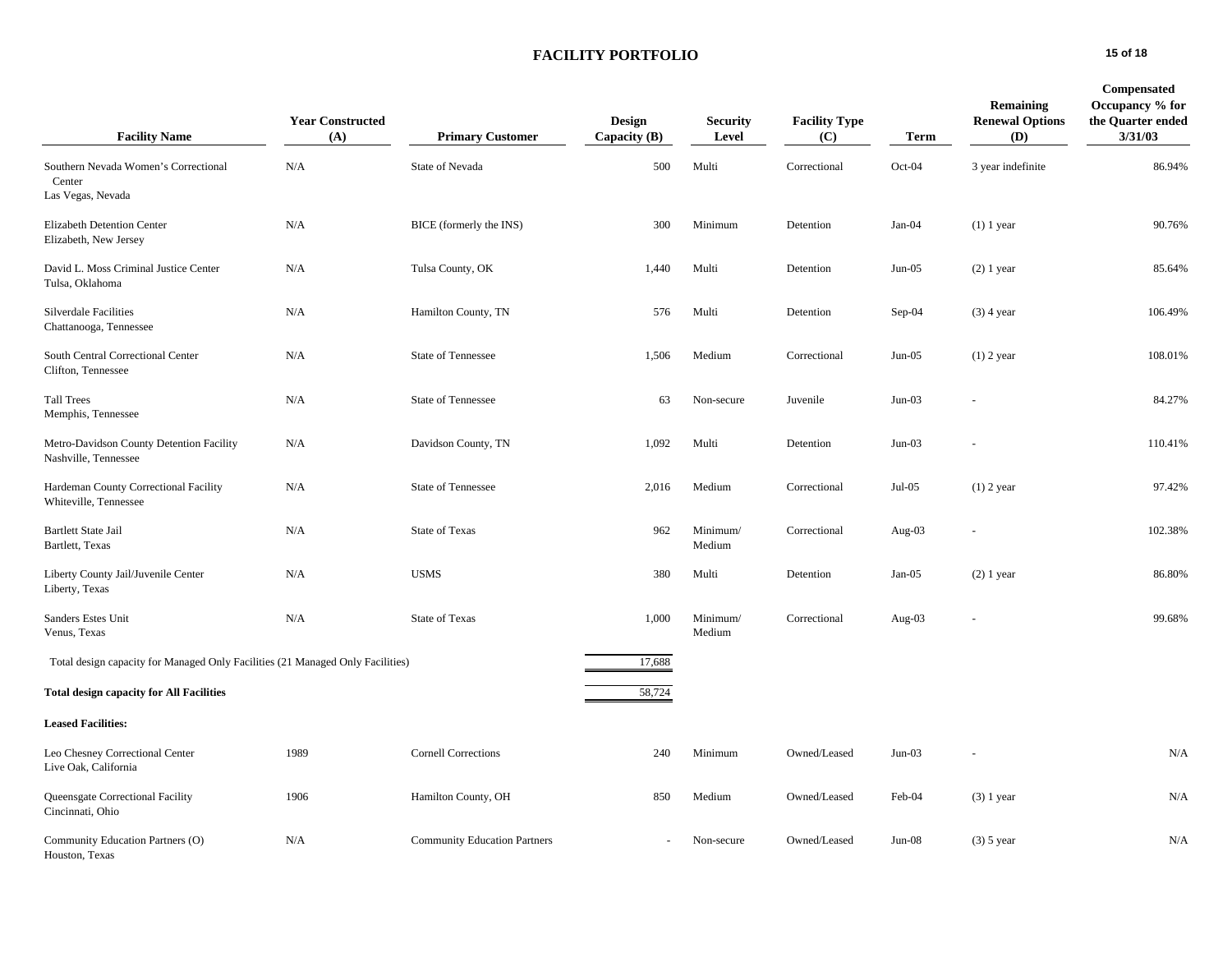# FACILITY PORTFOLIO

| Facility Name | Year Constructed (A) | Primary Customer | Design Capacity (B) | Security Level | Facility Type (C) | Term | Remaining Renewal Options (D) | Compensated Occupancy % for the Quarter ended 3/31/03 |
|---|---|---|---|---|---|---|---|---|
| Southern Nevada Women's Correctional Center<br>Las Vegas, Nevada | N/A | State of Nevada | 500 | Multi | Correctional | Oct-04 | 3 year indefinite | 86.94% |
| Elizabeth Detention Center<br>Elizabeth, New Jersey | N/A | BICE (formerly the INS) | 300 | Minimum | Detention | Jan-04 | (1) 1 year | 90.76% |
| David L. Moss Criminal Justice Center<br>Tulsa, Oklahoma | N/A | Tulsa County, OK | 1,440 | Multi | Detention | Jun-05 | (2) 1 year | 85.64% |
| Silverdale Facilities<br>Chattanooga, Tennessee | N/A | Hamilton County, TN | 576 | Multi | Detention | Sep-04 | (3) 4 year | 106.49% |
| South Central Correctional Center<br>Clifton, Tennessee | N/A | State of Tennessee | 1,506 | Medium | Correctional | Jun-05 | (1) 2 year | 108.01% |
| Tall Trees<br>Memphis, Tennessee | N/A | State of Tennessee | 63 | Non-secure | Juvenile | Jun-03 | - | 84.27% |
| Metro-Davidson County Detention Facility<br>Nashville, Tennessee | N/A | Davidson County, TN | 1,092 | Multi | Detention | Jun-03 | - | 110.41% |
| Hardeman County Correctional Facility<br>Whiteville, Tennessee | N/A | State of Tennessee | 2,016 | Medium | Correctional | Jul-05 | (1) 2 year | 97.42% |
| Bartlett State Jail<br>Bartlett, Texas | N/A | State of Texas | 962 | Minimum/ Medium | Correctional | Aug-03 | - | 102.38% |
| Liberty County Jail/Juvenile Center<br>Liberty, Texas | N/A | USMS | 380 | Multi | Detention | Jan-05 | (2) 1 year | 86.80% |
| Sanders Estes Unit<br>Venus, Texas | N/A | State of Texas | 1,000 | Minimum/ Medium | Correctional | Aug-03 | - | 99.68% |
| Total design capacity for Managed Only Facilities (21 Managed Only Facilities) | | | 17,688 | | | | | |
| **Total design capacity for All Facilities** | | | 58,724 | | | | | |
| **Leased Facilities:** | | | | | | | | |
| Leo Chesney Correctional Center<br>Live Oak, California | 1989 | Cornell Corrections | 240 | Minimum | Owned/Leased | Jun-03 | - | N/A |
| Queensgate Correctional Facility<br>Cincinnati, Ohio | 1906 | Hamilton County, OH | 850 | Medium | Owned/Leased | Feb-04 | (3) 1 year | N/A |
| Community Education Partners (O)<br>Houston, Texas | N/A | Community Education Partners | - | Non-secure | Owned/Leased | Jun-08 | (3) 5 year | N/A |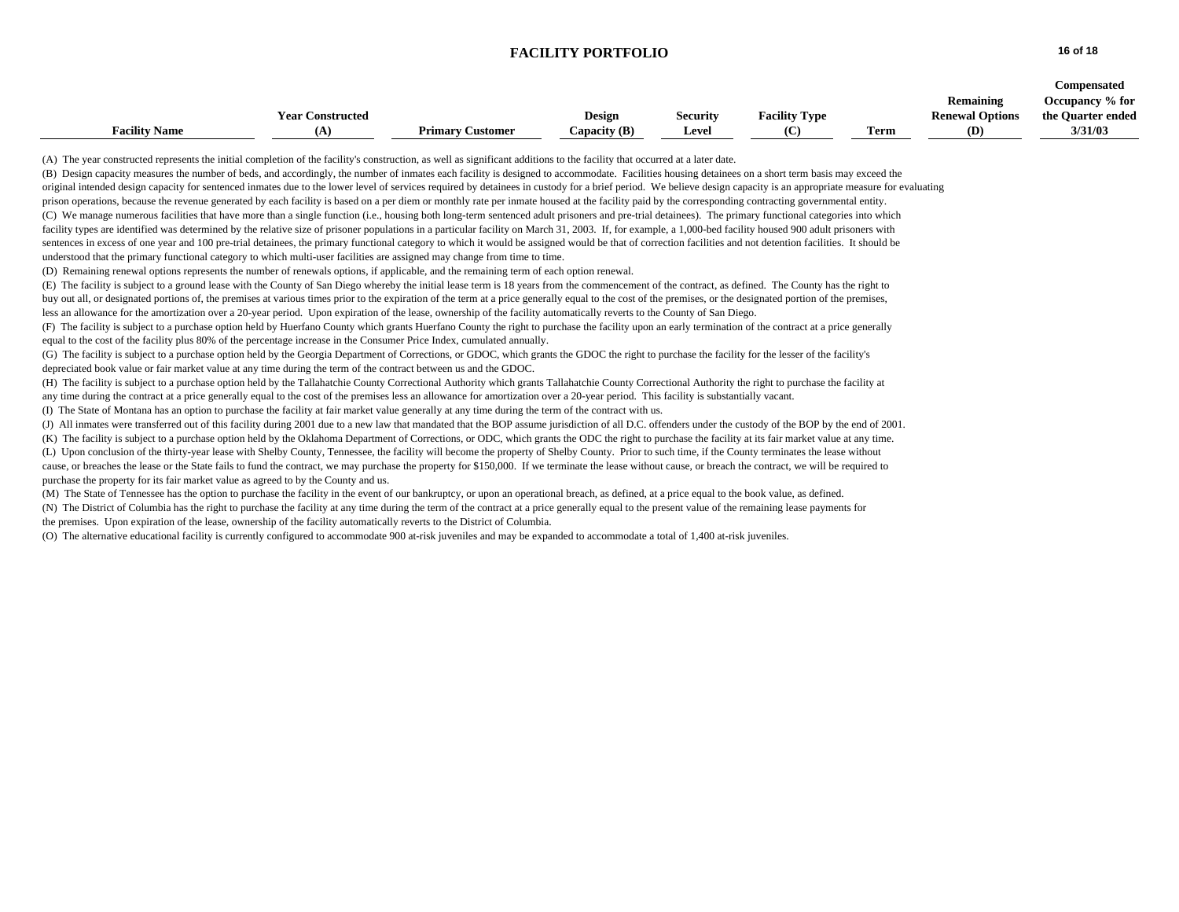## FACILITY PORTFOLIO

| Facility Name | Year Constructed (A) | Primary Customer | Design Capacity (B) | Security Level | Facility Type (C) | Term | Remaining Renewal Options (D) | Compensated Occupancy % for the Quarter ended 3/31/03 |
|---|---|---|---|---|---|---|---|---|

(A) The year constructed represents the initial completion of the facility's construction, as well as significant additions to the facility that occurred at a later date.

(B) Design capacity measures the number of beds, and accordingly, the number of inmates each facility is designed to accommodate. Facilities housing detainees on a short term basis may exceed the original intended design capacity for sentenced inmates due to the lower level of services required by detainees in custody for a brief period. We believe design capacity is an appropriate measure for evaluating prison operations, because the revenue generated by each facility is based on a per diem or monthly rate per inmate housed at the facility paid by the corresponding contracting governmental entity.

(C) We manage numerous facilities that have more than a single function (i.e., housing both long-term sentenced adult prisoners and pre-trial detainees). The primary functional categories into which facility types are identified was determined by the relative size of prisoner populations in a particular facility on March 31, 2003. If, for example, a 1,000-bed facility housed 900 adult prisoners with sentences in excess of one year and 100 pre-trial detainees, the primary functional category to which it would be assigned would be that of correction facilities and not detention facilities. It should be understood that the primary functional category to which multi-user facilities are assigned may change from time to time.

(D) Remaining renewal options represents the number of renewals options, if applicable, and the remaining term of each option renewal.

(E) The facility is subject to a ground lease with the County of San Diego whereby the initial lease term is 18 years from the commencement of the contract, as defined. The County has the right to buy out all, or designated portions of, the premises at various times prior to the expiration of the term at a price generally equal to the cost of the premises, or the designated portion of the premises, less an allowance for the amortization over a 20-year period. Upon expiration of the lease, ownership of the facility automatically reverts to the County of San Diego.

(F) The facility is subject to a purchase option held by Huerfano County which grants Huerfano County the right to purchase the facility upon an early termination of the contract at a price generally equal to the cost of the facility plus 80% of the percentage increase in the Consumer Price Index, cumulated annually.

(G) The facility is subject to a purchase option held by the Georgia Department of Corrections, or GDOC, which grants the GDOC the right to purchase the facility for the lesser of the facility's depreciated book value or fair market value at any time during the term of the contract between us and the GDOC.

(H) The facility is subject to a purchase option held by the Tallahatchie County Correctional Authority which grants Tallahatchie County Correctional Authority the right to purchase the facility at any time during the contract at a price generally equal to the cost of the premises less an allowance for amortization over a 20-year period. This facility is substantially vacant.

(I) The State of Montana has an option to purchase the facility at fair market value generally at any time during the term of the contract with us.

(J) All inmates were transferred out of this facility during 2001 due to a new law that mandated that the BOP assume jurisdiction of all D.C. offenders under the custody of the BOP by the end of 2001.

(K) The facility is subject to a purchase option held by the Oklahoma Department of Corrections, or ODC, which grants the ODC the right to purchase the facility at its fair market value at any time.

(L) Upon conclusion of the thirty-year lease with Shelby County, Tennessee, the facility will become the property of Shelby County. Prior to such time, if the County terminates the lease without cause, or breaches the lease or the State fails to fund the contract, we may purchase the property for $150,000. If we terminate the lease without cause, or breach the contract, we will be required to purchase the property for its fair market value as agreed to by the County and us.

(M) The State of Tennessee has the option to purchase the facility in the event of our bankruptcy, or upon an operational breach, as defined, at a price equal to the book value, as defined.

(N) The District of Columbia has the right to purchase the facility at any time during the term of the contract at a price generally equal to the present value of the remaining lease payments for the premises. Upon expiration of the lease, ownership of the facility automatically reverts to the District of Columbia.

(O) The alternative educational facility is currently configured to accommodate 900 at-risk juveniles and may be expanded to accommodate a total of 1,400 at-risk juveniles.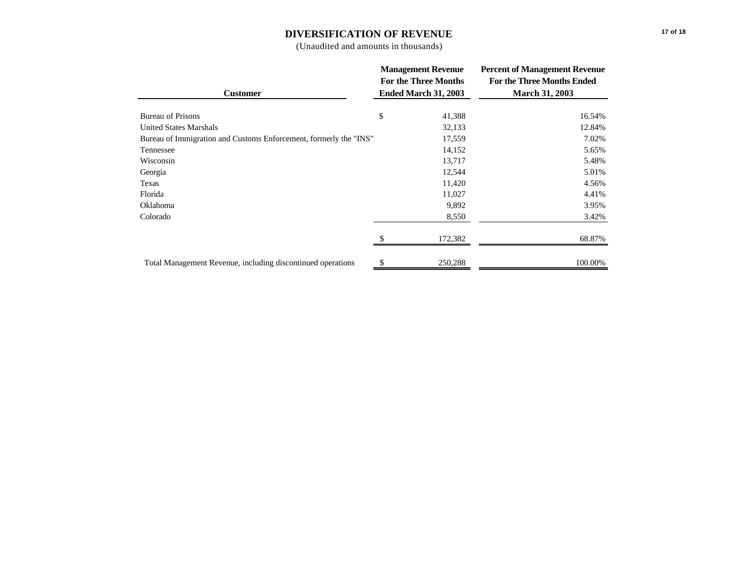# DIVERSIFICATION OF REVENUE

(Unaudited and amounts in thousands)

| Customer | Management Revenue For the Three Months Ended March 31, 2003 | Percent of Management Revenue For the Three Months Ended March 31, 2003 |
|---|---|---|
| Bureau of Prisons | $ 41,388 | 16.54% |
| United States Marshals | 32,133 | 12.84% |
| Bureau of Immigration and Customs Enforcement, formerly the "INS" | 17,559 | 7.02% |
| Tennessee | 14,152 | 5.65% |
| Wisconsin | 13,717 | 5.48% |
| Georgia | 12,544 | 5.01% |
| Texas | 11,420 | 4.56% |
| Florida | 11,027 | 4.41% |
| Oklahoma | 9,892 | 3.95% |
| Colorado | 8,550 | 3.42% |
| | $ 172,382 | 68.87% |
| Total Management Revenue, including discontinued operations | $ 250,288 | 100.00% |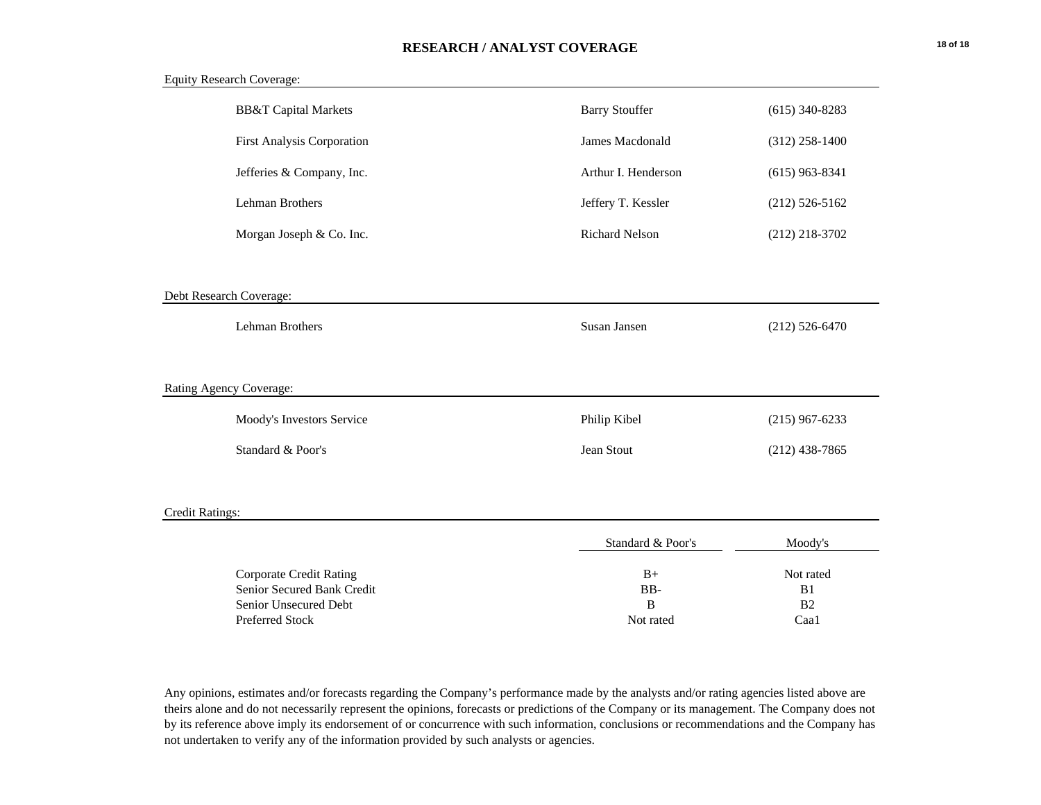# RESEARCH / ANALYST COVERAGE

Equity Research Coverage:

| | | |
|---|---|---|
| BB&T Capital Markets | Barry Stouffer | (615) 340-8283 |
| First Analysis Corporation | James Macdonald | (312) 258-1400 |
| Jefferies & Company, Inc. | Arthur I. Henderson | (615) 963-8341 |
| Lehman Brothers | Jeffery T. Kessler | (212) 526-5162 |
| Morgan Joseph & Co. Inc. | Richard Nelson | (212) 218-3702 |

Debt Research Coverage:

| | | |
|---|---|---|
| Lehman Brothers | Susan Jansen | (212) 526-6470 |

Rating Agency Coverage:

| | | |
|---|---|---|
| Moody's Investors Service | Philip Kibel | (215) 967-6233 |
| Standard & Poor's | Jean Stout | (212) 438-7865 |

Credit Ratings:

| | Standard & Poor's | Moody's |
|---|---|---|
| Corporate Credit Rating | B+ | Not rated |
| Senior Secured Bank Credit | BB- | B1 |
| Senior Unsecured Debt | B | B2 |
| Preferred Stock | Not rated | Caa1 |

Any opinions, estimates and/or forecasts regarding the Company's performance made by the analysts and/or rating agencies listed above are theirs alone and do not necessarily represent the opinions, forecasts or predictions of the Company or its management. The Company does not by its reference above imply its endorsement of or concurrence with such information, conclusions or recommendations and the Company has not undertaken to verify any of the information provided by such analysts or agencies.